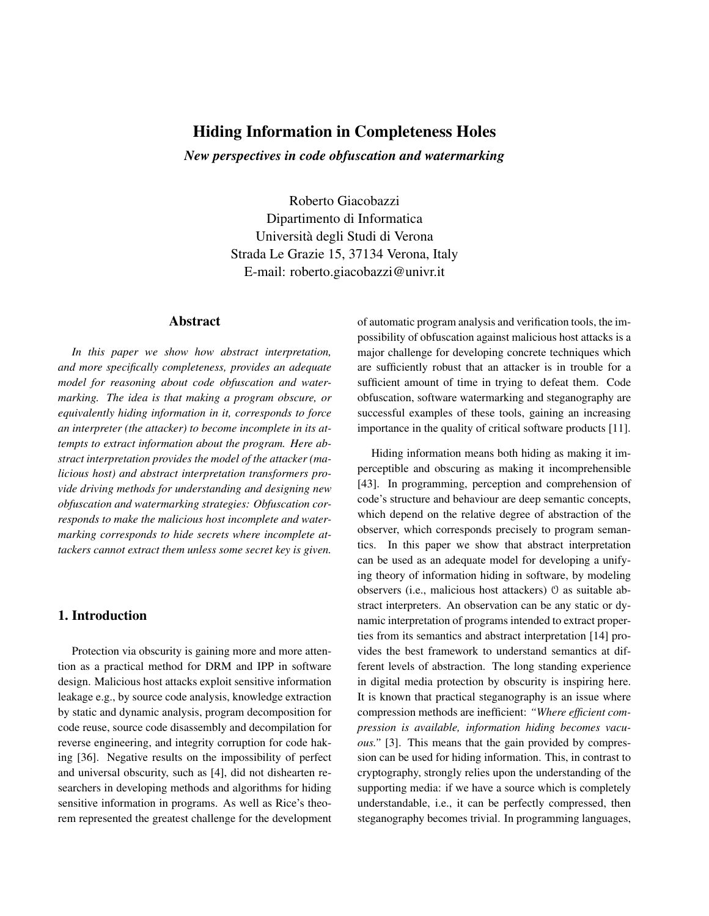# Hiding Information in Completeness Holes

***New perspectives in code obfuscation and watermarking***

Roberto Giacobazzi
Dipartimento di Informatica
Università degli Studi di Verona
Strada Le Grazie 15, 37134 Verona, Italy
E-mail: roberto.giacobazzi@univr.it

## Abstract

*In this paper we show how abstract interpretation, and more specifically completeness, provides an adequate model for reasoning about code obfuscation and watermarking. The idea is that making a program obscure, or equivalently hiding information in it, corresponds to force an interpreter (the attacker) to become incomplete in its attempts to extract information about the program. Here abstract interpretation provides the model of the attacker (malicious host) and abstract interpretation transformers provide driving methods for understanding and designing new obfuscation and watermarking strategies: Obfuscation corresponds to make the malicious host incomplete and watermarking corresponds to hide secrets where incomplete attackers cannot extract them unless some secret key is given.*

## 1. Introduction

Protection via obscurity is gaining more and more attention as a practical method for DRM and IPP in software design. Malicious host attacks exploit sensitive information leakage e.g., by source code analysis, knowledge extraction by static and dynamic analysis, program decomposition for code reuse, source code disassembly and decompilation for reverse engineering, and integrity corruption for code haking [36]. Negative results on the impossibility of perfect and universal obscurity, such as [4], did not dishearten researchers in developing methods and algorithms for hiding sensitive information in programs. As well as Rice's theorem represented the greatest challenge for the development of automatic program analysis and verification tools, the impossibility of obfuscation against malicious host attacks is a major challenge for developing concrete techniques which are sufficiently robust that an attacker is in trouble for a sufficient amount of time in trying to defeat them. Code obfuscation, software watermarking and steganography are successful examples of these tools, gaining an increasing importance in the quality of critical software products [11].

Hiding information means both hiding as making it imperceptible and obscuring as making it incomprehensible [43]. In programming, perception and comprehension of code's structure and behaviour are deep semantic concepts, which depend on the relative degree of abstraction of the observer, which corresponds precisely to program semantics. In this paper we show that abstract interpretation can be used as an adequate model for developing a unifying theory of information hiding in software, by modeling observers (i.e., malicious host attackers) $\mathcal{O}$ as suitable abstract interpreters. An observation can be any static or dynamic interpretation of programs intended to extract properties from its semantics and abstract interpretation [14] provides the best framework to understand semantics at different levels of abstraction. The long standing experience in digital media protection by obscurity is inspiring here. It is known that practical steganography is an issue where compression methods are inefficient: *"Where efficient compression is available, information hiding becomes vacuous."* [3]. This means that the gain provided by compression can be used for hiding information. This, in contrast to cryptography, strongly relies upon the understanding of the supporting media: if we have a source which is completely understandable, i.e., it can be perfectly compressed, then steganography becomes trivial. In programming languages,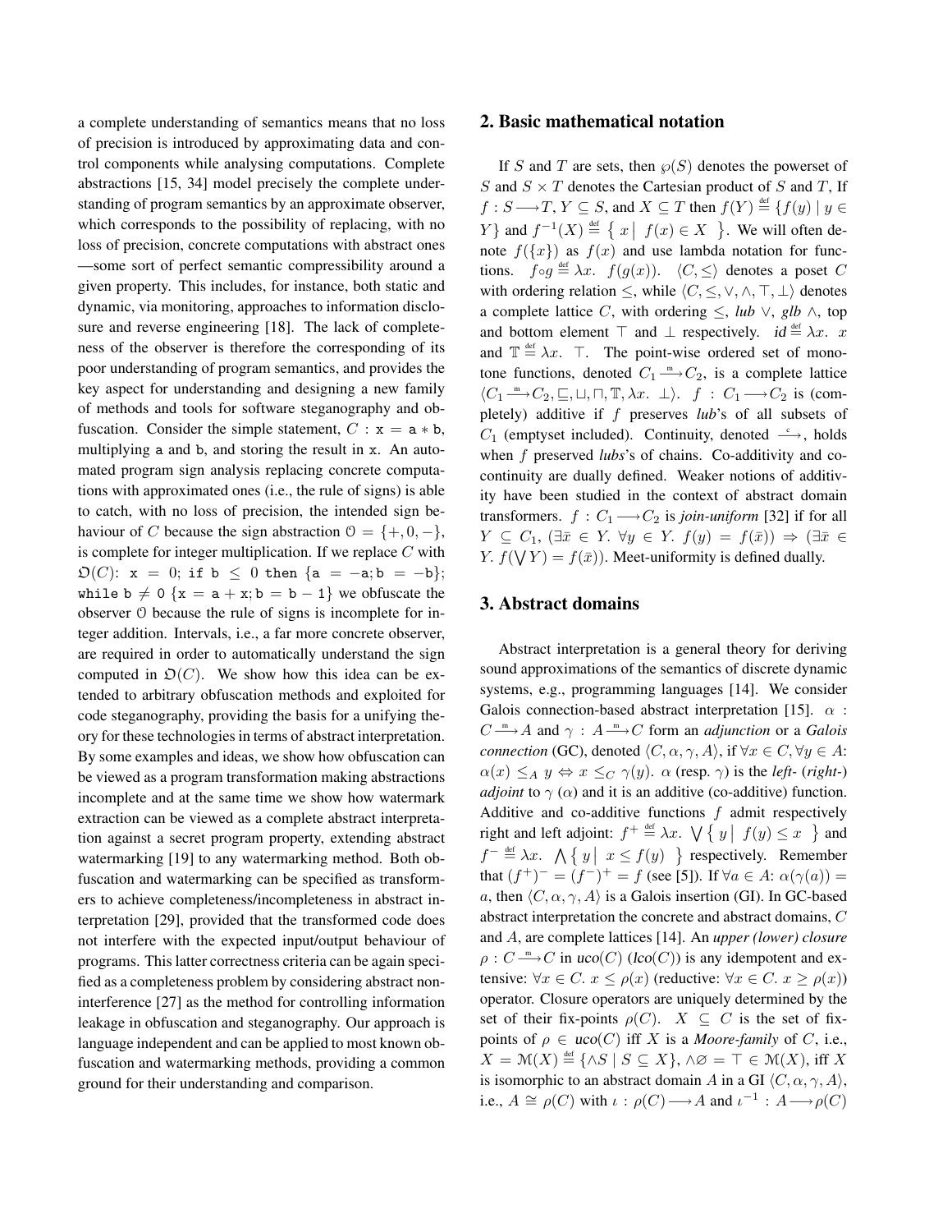a complete understanding of semantics means that no loss of precision is introduced by approximating data and control components while analysing computations. Complete abstractions [15, 34] model precisely the complete understanding of program semantics by an approximate observer, which corresponds to the possibility of replacing, with no loss of precision, concrete computations with abstract ones —some sort of perfect semantic compressibility around a given property. This includes, for instance, both static and dynamic, via monitoring, approaches to information disclosure and reverse engineering [18]. The lack of completeness of the observer is therefore the corresponding of its poor understanding of program semantics, and provides the key aspect for understanding and designing a new family of methods and tools for software steganography and obfuscation. Consider the simple statement, $C$ : `x = a * b`, multiplying `a` and `b`, and storing the result in `x`. An automated program sign analysis replacing concrete computations with approximated ones (i.e., the rule of signs) is able to catch, with no loss of precision, the intended sign behaviour of $C$ because the sign abstraction $\mathcal{O} = \{+, 0, -\}$, is complete for integer multiplication. If we replace $C$ with $\mathfrak{O}(C)$: `x = 0; if b ≤ 0 then {a = −a; b = −b}; while b ≠ 0 {x = a + x; b = b − 1}` we obfuscate the observer $\mathcal{O}$ because the rule of signs is incomplete for integer addition. Intervals, i.e., a far more concrete observer, are required in order to automatically understand the sign computed in $\mathfrak{O}(C)$. We show how this idea can be extended to arbitrary obfuscation methods and exploited for code steganography, providing the basis for a unifying theory for these technologies in terms of abstract interpretation. By some examples and ideas, we show how obfuscation can be viewed as a program transformation making abstractions incomplete and at the same time we show how watermark extraction can be viewed as a complete abstract interpretation against a secret program property, extending abstract watermarking [19] to any watermarking method. Both obfuscation and watermarking can be specified as transformers to achieve completeness/incompleteness in abstract interpretation [29], provided that the transformed code does not interfere with the expected input/output behaviour of programs. This latter correctness criteria can be again specified as a completeness problem by considering abstract non-interference [27] as the method for controlling information leakage in obfuscation and steganography. Our approach is language independent and can be applied to most known obfuscation and watermarking methods, providing a common ground for their understanding and comparison.

## 2. Basic mathematical notation

If $S$ and $T$ are sets, then $\wp(S)$ denotes the powerset of $S$ and $S \times T$ denotes the Cartesian product of $S$ and $T$, If $f : S \longrightarrow T$, $Y \subseteq S$, and $X \subseteq T$ then $f(Y) \stackrel{\text{def}}{=} \{f(y) \mid y \in Y\}$ and $f^{-1}(X) \stackrel{\text{def}}{=} \{\, x \mid f(x) \in X \,\}$. We will often denote $f(\{x\})$ as $f(x)$ and use lambda notation for functions. $f \circ g \stackrel{\text{def}}{=} \lambda x.\ f(g(x))$. $\langle C, \leq \rangle$ denotes a poset $C$ with ordering relation $\leq$, while $\langle C, \leq, \vee, \wedge, \top, \bot \rangle$ denotes a complete lattice $C$, with ordering $\leq$, *lub* $\vee$, *glb* $\wedge$, top and bottom element $\top$ and $\bot$ respectively. $id \stackrel{\text{def}}{=} \lambda x.\ x$ and $\mathbb{T} \stackrel{\text{def}}{=} \lambda x.\ \top$. The point-wise ordered set of monotone functions, denoted $C_1 \stackrel{\text{m}}{\longrightarrow} C_2$, is a complete lattice $\langle C_1 \stackrel{\text{m}}{\longrightarrow} C_2, \sqsubseteq, \sqcup, \sqcap, \mathbb{T}, \lambda x.\ \bot \rangle$. $f : C_1 \longrightarrow C_2$ is (completely) additive if $f$ preserves *lub*'s of all subsets of $C_1$ (emptyset included). Continuity, denoted $\stackrel{\text{c}}{\longrightarrow}$, holds when $f$ preserved *lubs*'s of chains. Co-additivity and co-continuity are dually defined. Weaker notions of additivity have been studied in the context of abstract domain transformers. $f : C_1 \longrightarrow C_2$ is *join-uniform* [32] if for all $Y \subseteq C_1$, $(\exists \bar{x} \in Y.\ \forall y \in Y.\ f(y) = f(\bar{x})) \Rightarrow (\exists \bar{x} \in Y.\ f(\bigvee Y) = f(\bar{x}))$. Meet-uniformity is defined dually.

## 3. Abstract domains

Abstract interpretation is a general theory for deriving sound approximations of the semantics of discrete dynamic systems, e.g., programming languages [14]. We consider Galois connection-based abstract interpretation [15]. $\alpha : C \stackrel{\text{m}}{\longrightarrow} A$ and $\gamma : A \stackrel{\text{m}}{\longrightarrow} C$ form an *adjunction* or a *Galois connection* (GC), denoted $\langle C, \alpha, \gamma, A \rangle$, if $\forall x \in C, \forall y \in A$: $\alpha(x) \leq_A y \Leftrightarrow x \leq_C \gamma(y)$. $\alpha$ (resp. $\gamma$) is the *left-* (*right-*) *adjoint* to $\gamma$ ($\alpha$) and it is an additive (co-additive) function. Additive and co-additive functions $f$ admit respectively right and left adjoint: $f^+ \stackrel{\text{def}}{=} \lambda x.\ \bigvee \{\, y \mid f(y) \leq x \,\}$ and $f^- \stackrel{\text{def}}{=} \lambda x.\ \bigwedge \{\, y \mid x \leq f(y) \,\}$ respectively. Remember that $(f^+)^- = (f^-)^+ = f$ (see [5]). If $\forall a \in A$: $\alpha(\gamma(a)) = a$, then $\langle C, \alpha, \gamma, A \rangle$ is a Galois insertion (GI). In GC-based abstract interpretation the concrete and abstract domains, $C$ and $A$, are complete lattices [14]. An *upper (lower) closure* $\rho : C \stackrel{\text{m}}{\longrightarrow} C$ in $uco(C)$ ($lco(C)$) is any idempotent and extensive: $\forall x \in C.\ x \leq \rho(x)$ (reductive: $\forall x \in C.\ x \geq \rho(x)$) operator. Closure operators are uniquely determined by the set of their fix-points $\rho(C)$. $X \subseteq C$ is the set of fix-points of $\rho \in uco(C)$ iff $X$ is a *Moore-family* of $C$, i.e., $X = \mathcal{M}(X) \stackrel{\text{def}}{=} \{\wedge S \mid S \subseteq X\}$, $\wedge\varnothing = \top \in \mathcal{M}(X)$, iff $X$ is isomorphic to an abstract domain $A$ in a GI $\langle C, \alpha, \gamma, A \rangle$, i.e., $A \cong \rho(C)$ with $\iota : \rho(C) \longrightarrow A$ and $\iota^{-1} : A \longrightarrow \rho(C)$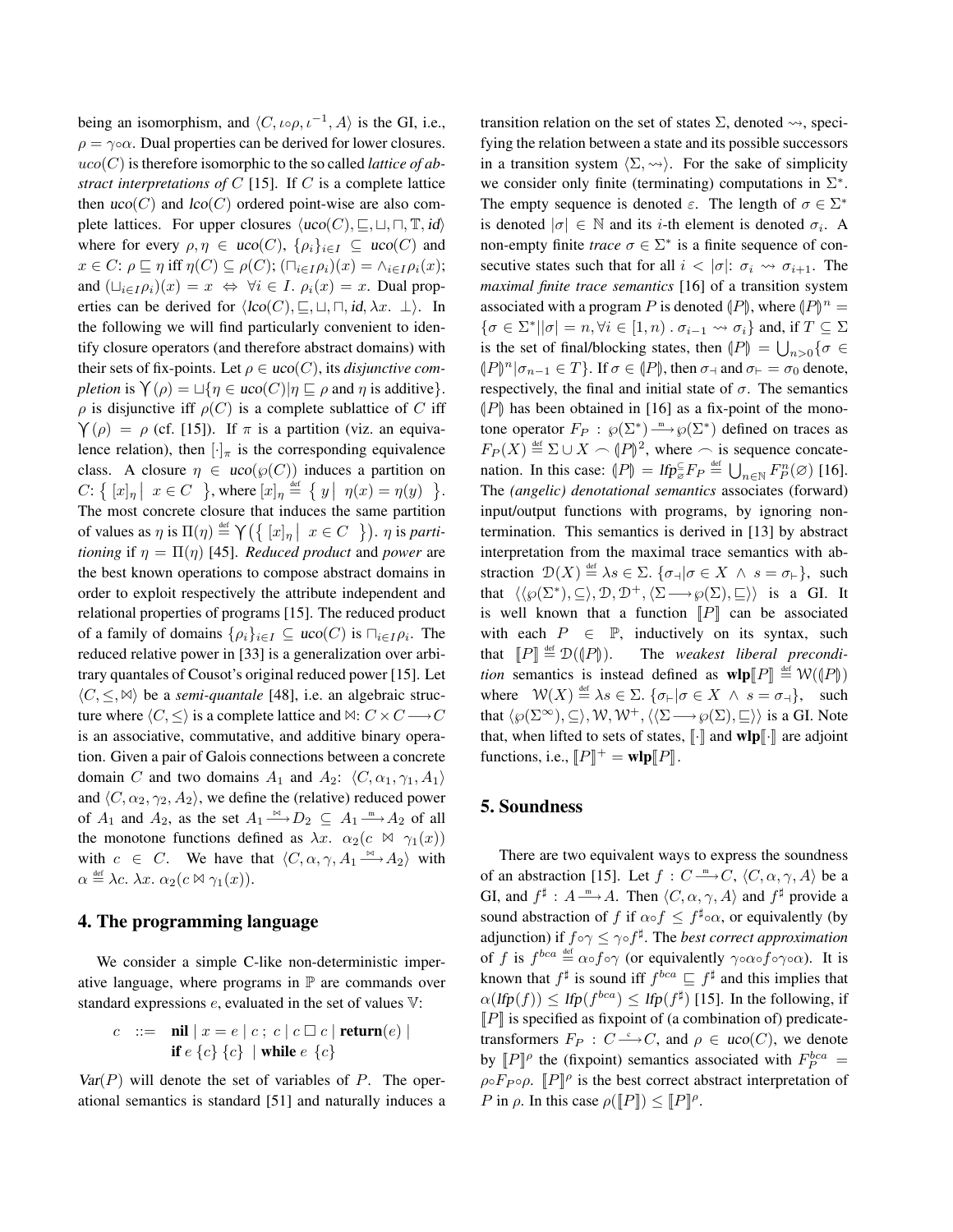being an isomorphism, and $\langle C, \iota\circ\rho, \iota^{-1}, A\rangle$ is the GI, i.e., $\rho = \gamma\circ\alpha$. Dual properties can be derived for lower closures. $uco(C)$ is therefore isomorphic to the so called *lattice of abstract interpretations of* $C$ [15]. If $C$ is a complete lattice then $uco(C)$ and $lco(C)$ ordered point-wise are also complete lattices. For upper closures $\langle uco(C), \sqsubseteq, \sqcup, \sqcap, \mathbb{T}, id\rangle$ where for every $\rho, \eta \in uco(C)$, $\{\rho_i\}_{i\in I} \subseteq uco(C)$ and $x \in C$: $\rho \sqsubseteq \eta$ iff $\eta(C) \subseteq \rho(C)$; $(\sqcap_{i\in I}\rho_i)(x) = \wedge_{i\in I}\rho_i(x)$; and $(\sqcup_{i\in I}\rho_i)(x) = x \;\Leftrightarrow\; \forall i \in I.\ \rho_i(x) = x$. Dual properties can be derived for $\langle lco(C), \sqsubseteq, \sqcup, \sqcap, id, \lambda x.\ \bot\rangle$. In the following we will find particularly convenient to identify closure operators (and therefore abstract domains) with their sets of fix-points. Let $\rho \in uco(C)$, its *disjunctive completion* is $\curlyvee(\rho) = \sqcup\{\eta \in uco(C) | \eta \sqsubseteq \rho \text{ and } \eta \text{ is additive}\}$. $\rho$ is disjunctive iff $\rho(C)$ is a complete sublattice of $C$ iff $\curlyvee(\rho) = \rho$ (cf. [15]). If $\pi$ is a partition (viz. an equivalence relation), then $[\cdot]_\pi$ is the corresponding equivalence class. A closure $\eta \in uco(\wp(C))$ induces a partition on $C$: $\{\ [x]_\eta \mid\ x \in C\ \}$, where $[x]_\eta \stackrel{\text{def}}{=} \{\ y \mid\ \eta(x) = \eta(y)\ \}$. The most concrete closure that induces the same partition of values as $\eta$ is $\Pi(\eta) \stackrel{\text{def}}{=} \curlyvee(\{\ [x]_\eta \mid\ x \in C\ \})$. $\eta$ is *partitioning* if $\eta = \Pi(\eta)$ [45]. *Reduced product* and *power* are the best known operations to compose abstract domains in order to exploit respectively the attribute independent and relational properties of programs [15]. The reduced product of a family of domains $\{\rho_i\}_{i\in I} \subseteq uco(C)$ is $\sqcap_{i\in I}\rho_i$. The reduced relative power in [33] is a generalization over arbitrary quantales of Cousot's original reduced power [15]. Let $\langle C, \le, \bowtie\rangle$ be a *semi-quantale* [48], i.e. an algebraic structure where $\langle C, \le\rangle$ is a complete lattice and $\bowtie$: $C \times C \longrightarrow C$ is an associative, commutative, and additive binary operation. Given a pair of Galois connections between a concrete domain $C$ and two domains $A_1$ and $A_2$: $\langle C, \alpha_1, \gamma_1, A_1\rangle$ and $\langle C, \alpha_2, \gamma_2, A_2\rangle$, we define the (relative) reduced power of $A_1$ and $A_2$, as the set $A_1 \xrightarrow{\bowtie} D_2 \subseteq A_1 \xrightarrow{\text{m}} A_2$ of all the monotone functions defined as $\lambda x.\ \alpha_2(c \bowtie \gamma_1(x))$ with $c \in C$. We have that $\langle C, \alpha, \gamma, A_1 \xrightarrow{\bowtie} A_2\rangle$ with $\alpha \stackrel{\text{def}}{=} \lambda c.\ \lambda x.\ \alpha_2(c \bowtie \gamma_1(x))$.

## 4. The programming language

We consider a simple C-like non-deterministic imperative language, where programs in $\mathbb{P}$ are commands over standard expressions $e$, evaluated in the set of values $\mathbb{V}$:

$$c \ ::= \ \textbf{nil} \mid x = e \mid c\ ;\ c \mid c \,\Box\, c \mid \textbf{return}(e) \mid \textbf{if}\ e\ \{c\}\ \{c\} \ \mid \textbf{while}\ e\ \{c\}$$

$Var(P)$ will denote the set of variables of $P$. The operational semantics is standard [51] and naturally induces a transition relation on the set of states $\Sigma$, denoted $\rightsquigarrow$, specifying the relation between a state and its possible successors in a transition system $\langle \Sigma, \rightsquigarrow\rangle$. For the sake of simplicity we consider only finite (terminating) computations in $\Sigma^*$. The empty sequence is denoted $\varepsilon$. The length of $\sigma \in \Sigma^*$ is denoted $|\sigma| \in \mathbb{N}$ and its $i$-th element is denoted $\sigma_i$. A non-empty finite *trace* $\sigma \in \Sigma^*$ is a finite sequence of consecutive states such that for all $i < |\sigma|$: $\sigma_i \rightsquigarrow \sigma_{i+1}$. The *maximal finite trace semantics* [16] of a transition system associated with a program $P$ is denoted $(\!|P|\!)$, where $(\!|P|\!)^n = \{\sigma \in \Sigma^* | |\sigma| = n, \forall i \in [1, n)\ .\ \sigma_{i-1} \rightsquigarrow \sigma_i\}$ and, if $T \subseteq \Sigma$ is the set of final/blocking states, then $(\!|P|\!) = \bigcup_{n>0}\{\sigma \in (\!|P|\!)^n | \sigma_{n-1} \in T\}$. If $\sigma \in (\!|P|\!)$, then $\sigma_\dashv$ and $\sigma_\vdash = \sigma_0$ denote, respectively, the final and initial state of $\sigma$. The semantics $(\!|P|\!)$ has been obtained in [16] as a fix-point of the monotone operator $F_P : \wp(\Sigma^*) \xrightarrow{\text{m}} \wp(\Sigma^*)$ defined on traces as $F_P(X) \stackrel{\text{def}}{=} \Sigma \cup X \frown (\!|P|\!)^2$, where $\frown$ is sequence concatenation. In this case: $(\!|P|\!) = lfp^{\subseteq}_{\varnothing} F_P \stackrel{\text{def}}{=} \bigcup_{n\in\mathbb{N}} F_P^n(\varnothing)$ [16]. The *(angelic) denotational semantics* associates (forward) input/output functions with programs, by ignoring non-termination. This semantics is derived in [13] by abstract interpretation from the maximal trace semantics with abstraction $\mathcal{D}(X) \stackrel{\text{def}}{=} \lambda s \in \Sigma.\ \{\sigma_\dashv | \sigma \in X\ \wedge\ s = \sigma_\vdash\}$, such that $\langle\langle \wp(\Sigma^*), \subseteq\rangle, \mathcal{D}, \mathcal{D}^+, \langle \Sigma \longrightarrow \wp(\Sigma), \sqsubseteq\rangle\rangle$ is a GI. It is well known that a function $[\![P]\!]$ can be associated with each $P \in \mathbb{P}$, inductively on its syntax, such that $[\![P]\!] \stackrel{\text{def}}{=} \mathcal{D}((\!|P|\!))$. The *weakest liberal precondition* semantics is instead defined as $\textbf{wlp}[\![P]\!] \stackrel{\text{def}}{=} \mathcal{W}((\!|P|\!))$ where $\mathcal{W}(X) \stackrel{\text{def}}{=} \lambda s \in \Sigma.\ \{\sigma_\vdash | \sigma \in X\ \wedge\ s = \sigma_\dashv\}$, such that $\langle \wp(\Sigma^\infty), \subseteq\rangle, \mathcal{W}, \mathcal{W}^+, \langle\langle \Sigma \longrightarrow \wp(\Sigma), \sqsubseteq\rangle\rangle$ is a GI. Note that, when lifted to sets of states, $[\![\cdot]\!]$ and $\textbf{wlp}[\![\cdot]\!]$ are adjoint functions, i.e., $[\![P]\!]^+ = \textbf{wlp}[\![P]\!]$.

## 5. Soundness

There are two equivalent ways to express the soundness of an abstraction [15]. Let $f : C \xrightarrow{\text{m}} C$, $\langle C, \alpha, \gamma, A\rangle$ be a GI, and $f^\sharp : A \xrightarrow{\text{m}} A$. Then $\langle C, \alpha, \gamma, A\rangle$ and $f^\sharp$ provide a sound abstraction of $f$ if $\alpha\circ f \le f^\sharp\circ\alpha$, or equivalently (by adjunction) if $f\circ\gamma \le \gamma\circ f^\sharp$. The *best correct approximation* of $f$ is $f^{bca} \stackrel{\text{def}}{=} \alpha\circ f\circ\gamma$ (or equivalently $\gamma\circ\alpha\circ f\circ\gamma\circ\alpha$). It is known that $f^\sharp$ is sound iff $f^{bca} \sqsubseteq f^\sharp$ and this implies that $\alpha(lfp(f)) \le lfp(f^{bca}) \le lfp(f^\sharp)$ [15]. In the following, if $[\![P]\!]$ is specified as fixpoint of (a combination of) predicate-transformers $F_P : C \xrightarrow{\text{c}} C$, and $\rho \in uco(C)$, we denote by $[\![P]\!]^\rho$ the (fixpoint) semantics associated with $F_P^{bca} = \rho\circ F_P\circ\rho$. $[\![P]\!]^\rho$ is the best correct abstract interpretation of $P$ in $\rho$. In this case $\rho([\![P]\!]) \le [\![P]\!]^\rho$.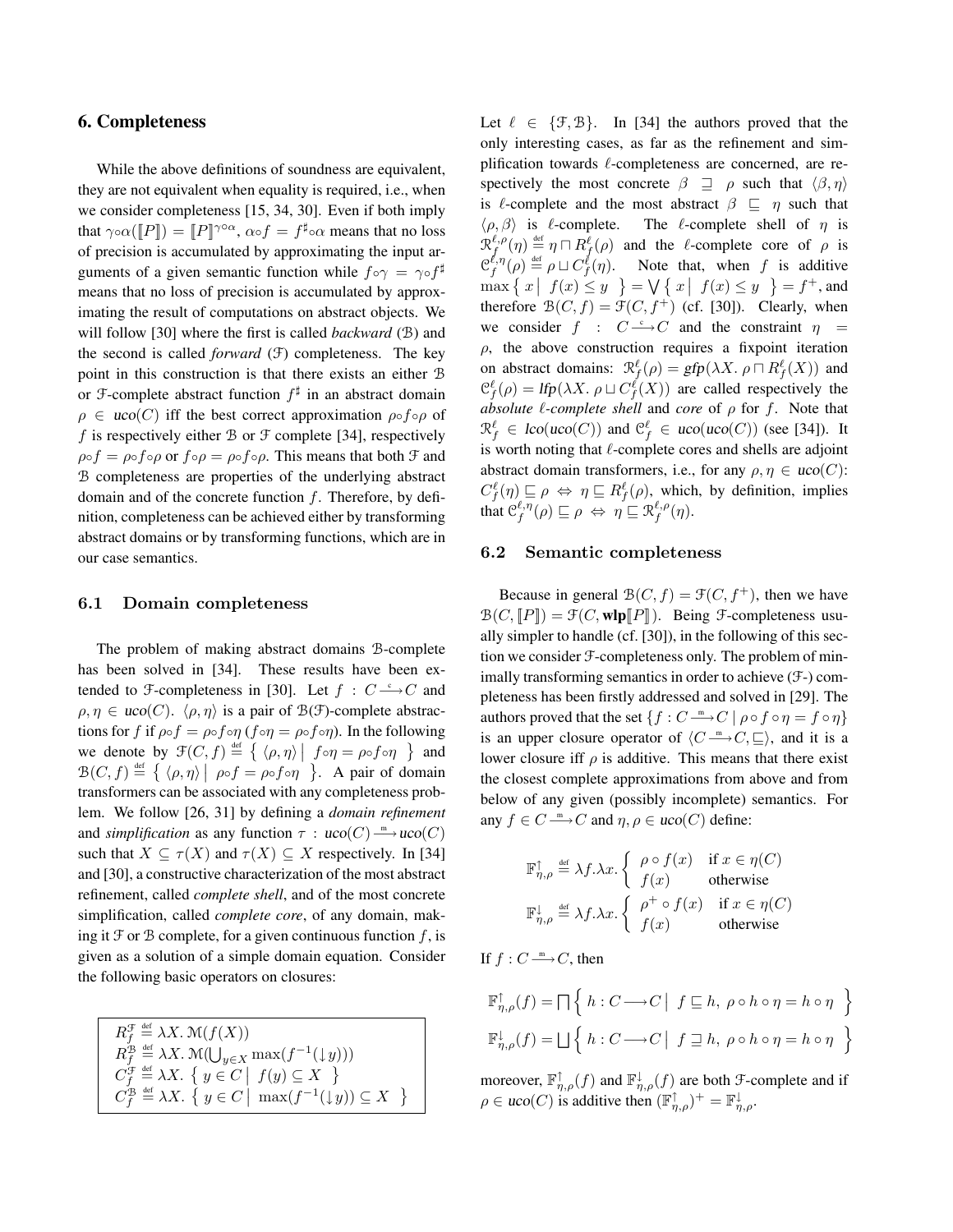## 6. Completeness

While the above definitions of soundness are equivalent, they are not equivalent when equality is required, i.e., when we consider completeness [15, 34, 30]. Even if both imply that $\gamma\circ\alpha(\llbracket P\rrbracket) = \llbracket P\rrbracket^{\gamma\circ\alpha}$, $\alpha\circ f = f^\sharp\circ\alpha$ means that no loss of precision is accumulated by approximating the input arguments of a given semantic function while $f\circ\gamma = \gamma\circ f^\sharp$ means that no loss of precision is accumulated by approximating the result of computations on abstract objects. We will follow [30] where the first is called *backward* ($\mathcal{B}$) and the second is called *forward* ($\mathcal{F}$) completeness. The key point in this construction is that there exists an either $\mathcal{B}$ or $\mathcal{F}$-complete abstract function $f^\sharp$ in an abstract domain $\rho \in uco(C)$ iff the best correct approximation $\rho\circ f\circ\rho$ of $f$ is respectively either $\mathcal{B}$ or $\mathcal{F}$ complete [34], respectively $\rho\circ f = \rho\circ f\circ\rho$ or $f\circ\rho = \rho\circ f\circ\rho$. This means that both $\mathcal{F}$ and $\mathcal{B}$ completeness are properties of the underlying abstract domain and of the concrete function $f$. Therefore, by definition, completeness can be achieved either by transforming abstract domains or by transforming functions, which are in our case semantics.

### 6.1 Domain completeness

The problem of making abstract domains $\mathcal{B}$-complete has been solved in [34]. These results have been extended to $\mathcal{F}$-completeness in [30]. Let $f : C \xrightarrow{c} C$ and $\rho, \eta \in uco(C)$. $\langle\rho,\eta\rangle$ is a pair of $\mathcal{B}$($\mathcal{F}$)-complete abstractions for $f$ if $\rho\circ f = \rho\circ f\circ\eta$ ($f\circ\eta = \rho\circ f\circ\eta$). In the following we denote by $\mathcal{F}(C,f) \stackrel{\text{def}}{=} \left\{ \langle\rho,\eta\rangle \,\middle|\, f\circ\eta = \rho\circ f\circ\eta \right\}$ and $\mathcal{B}(C,f) \stackrel{\text{def}}{=} \left\{ \langle\rho,\eta\rangle \,\middle|\, \rho\circ f = \rho\circ f\circ\eta \right\}$. A pair of domain transformers can be associated with any completeness problem. We follow [26, 31] by defining a *domain refinement* and *simplification* as any function $\tau : uco(C) \xrightarrow{m} uco(C)$ such that $X \subseteq \tau(X)$ and $\tau(X) \subseteq X$ respectively. In [34] and [30], a constructive characterization of the most abstract refinement, called *complete shell*, and of the most concrete simplification, called *complete core*, of any domain, making it $\mathcal{F}$ or $\mathcal{B}$ complete, for a given continuous function $f$, is given as a solution of a simple domain equation. Consider the following basic operators on closures:

$$
\begin{array}{l}
R_f^{\mathcal{F}} \stackrel{\text{def}}{=} \lambda X.\, \mathcal{M}(f(X)) \\
R_f^{\mathcal{B}} \stackrel{\text{def}}{=} \lambda X.\, \mathcal{M}(\bigcup_{y\in X} \max(f^{-1}(\downarrow y))) \\
C_f^{\mathcal{F}} \stackrel{\text{def}}{=} \lambda X.\, \left\{ y \in C \,\middle|\, f(y) \subseteq X \right\} \\
C_f^{\mathcal{B}} \stackrel{\text{def}}{=} \lambda X.\, \left\{ y \in C \,\middle|\, \max(f^{-1}(\downarrow y)) \subseteq X \right\}
\end{array}
$$

Let $\ell \in \{\mathcal{F},\mathcal{B}\}$. In [34] the authors proved that the only interesting cases, as far as the refinement and simplification towards $\ell$-completeness are concerned, are respectively the most concrete $\beta \sqsupseteq \rho$ such that $\langle\beta,\eta\rangle$ is $\ell$-complete and the most abstract $\beta \sqsubseteq \eta$ such that $\langle\rho,\beta\rangle$ is $\ell$-complete. The $\ell$-complete shell of $\eta$ is $\mathcal{R}_f^{\ell,\rho}(\eta) \stackrel{\text{def}}{=} \eta \sqcap R_f^\ell(\rho)$ and the $\ell$-complete core of $\rho$ is $\mathcal{C}_f^{\ell,\eta}(\rho) \stackrel{\text{def}}{=} \rho \sqcup C_f^\ell(\eta)$. Note that, when $f$ is additive $\max\left\{ x \,\middle|\, f(x) \leq y \right\} = \bigvee\left\{ x \,\middle|\, f(x) \leq y \right\} = f^+$, and therefore $\mathcal{B}(C,f) = \mathcal{F}(C,f^+)$ (cf. [30]). Clearly, when we consider $f : C \xrightarrow{c} C$ and the constraint $\eta = \rho$, the above construction requires a fixpoint iteration on abstract domains: $\mathcal{R}_f^\ell(\rho) = gfp(\lambda X.\, \rho \sqcap R_f^\ell(X))$ and $\mathcal{C}_f^\ell(\rho) = lfp(\lambda X.\, \rho \sqcup C_f^\ell(X))$ are called respectively the *absolute $\ell$-complete shell* and *core* of $\rho$ for $f$. Note that $\mathcal{R}_f^\ell \in lco(uco(C))$ and $\mathcal{C}_f^\ell \in uco(uco(C))$ (see [34]). It is worth noting that $\ell$-complete cores and shells are adjoint abstract domain transformers, i.e., for any $\rho,\eta \in uco(C)$: $C_f^\ell(\eta) \sqsubseteq \rho \Leftrightarrow \eta \sqsubseteq R_f^\ell(\rho)$, which, by definition, implies that $\mathcal{C}_f^{\ell,\eta}(\rho) \sqsubseteq \rho \Leftrightarrow \eta \sqsubseteq \mathcal{R}_f^{\ell,\rho}(\eta)$.

### 6.2 Semantic completeness

Because in general $\mathcal{B}(C,f) = \mathcal{F}(C,f^+)$, then we have $\mathcal{B}(C,\llbracket P\rrbracket) = \mathcal{F}(C,\mathbf{wlp}\llbracket P\rrbracket)$. Being $\mathcal{F}$-completeness usually simpler to handle (cf. [30]), in the following of this section we consider $\mathcal{F}$-completeness only. The problem of minimally transforming semantics in order to achieve ($\mathcal{F}$-) completeness has been firstly addressed and solved in [29]. The authors proved that the set $\{f : C \xrightarrow{m} C \mid \rho\circ f\circ\eta = f\circ\eta\}$ is an upper closure operator of $\langle C \xrightarrow{m} C, \sqsubseteq\rangle$, and it is a lower closure iff $\rho$ is additive. This means that there exist the closest complete approximations from above and from below of any given (possibly incomplete) semantics. For any $f \in C \xrightarrow{m} C$ and $\eta,\rho \in uco(C)$ define:

$$
\mathbb{F}^{\uparrow}_{\eta,\rho} \stackrel{\text{def}}{=} \lambda f.\lambda x. \begin{cases} \rho\circ f(x) & \text{if } x \in \eta(C) \\ f(x) & \text{otherwise} \end{cases}
$$

$$
\mathbb{F}^{\downarrow}_{\eta,\rho} \stackrel{\text{def}}{=} \lambda f.\lambda x. \begin{cases} \rho^+\circ f(x) & \text{if } x \in \eta(C) \\ f(x) & \text{otherwise} \end{cases}
$$

If $f : C \xrightarrow{m} C$, then

$$
\mathbb{F}^{\uparrow}_{\eta,\rho}(f) = \bigsqcap\left\{ h : C \longrightarrow C \,\middle|\, f \sqsubseteq h,\ \rho\circ h\circ\eta = h\circ\eta \right\}
$$

$$
\mathbb{F}^{\downarrow}_{\eta,\rho}(f) = \bigsqcup\left\{ h : C \longrightarrow C \,\middle|\, f \sqsupseteq h,\ \rho\circ h\circ\eta = h\circ\eta \right\}
$$

moreover, $\mathbb{F}^{\uparrow}_{\eta,\rho}(f)$ and $\mathbb{F}^{\downarrow}_{\eta,\rho}(f)$ are both $\mathcal{F}$-complete and if $\rho \in uco(C)$ is additive then $(\mathbb{F}^{\uparrow}_{\eta,\rho})^+ = \mathbb{F}^{\downarrow}_{\eta,\rho}$.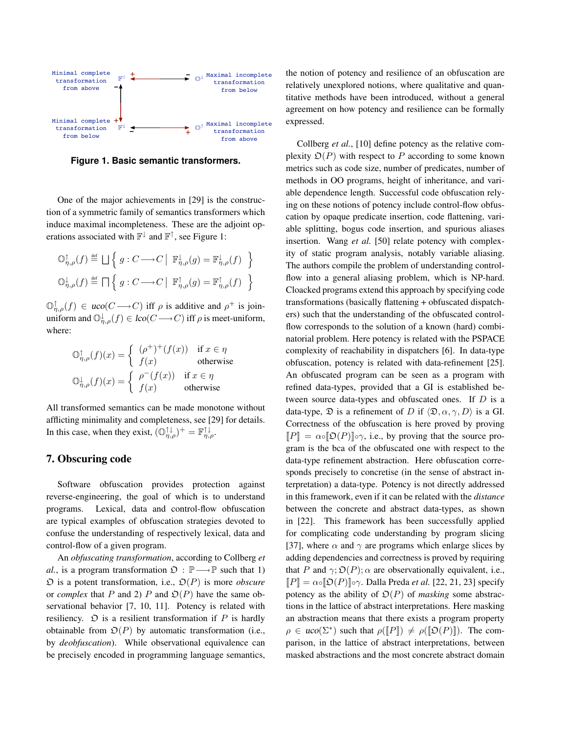Minimal complete transformation from above $\mathbb{F}^{\uparrow}$ + ⟵ − $\mathbb{O}^{\downarrow}$ Maximal incomplete transformation from below

Minimal complete transformation from below $\mathbb{F}^{\downarrow}$ − ⟶ + $\mathbb{O}^{\uparrow}$ Maximal incomplete transformation from above

**Figure 1. Basic semantic transformers.**

One of the major achievements in [29] is the construction of a symmetric family of semantics transformers which induce maximal incompleteness. These are the adjoint operations associated with $\mathbb{F}^{\downarrow}$ and $\mathbb{F}^{\uparrow}$, see Figure 1:

$$\mathbb{O}^{\uparrow}_{\eta,\rho}(f) \stackrel{\text{def}}{=} \bigsqcup \left\{ \, g : C \longrightarrow C \,\middle|\, \mathbb{F}^{\downarrow}_{\eta,\rho}(g) = \mathbb{F}^{\downarrow}_{\eta,\rho}(f) \, \right\}$$

$$\mathbb{O}^{\downarrow}_{\eta,\rho}(f) \stackrel{\text{def}}{=} \bigsqcap \left\{ \, g : C \longrightarrow C \,\middle|\, \mathbb{F}^{\uparrow}_{\eta,\rho}(g) = \mathbb{F}^{\uparrow}_{\eta,\rho}(f) \, \right\}$$

$\mathbb{O}^{\uparrow}_{\eta,\rho}(f) \in uco(C \longrightarrow C)$ iff $\rho$ is additive and $\rho^{+}$ is join-uniform and $\mathbb{O}^{\downarrow}_{\eta,\rho}(f) \in lco(C \longrightarrow C)$ iff $\rho$ is meet-uniform, where:

$$\mathbb{O}^{\uparrow}_{\eta,\rho}(f)(x) = \begin{cases} (\rho^{+})^{+}(f(x)) & \text{if } x \in \eta \\ f(x) & \text{otherwise} \end{cases}$$

$$\mathbb{O}^{\downarrow}_{\eta,\rho}(f)(x) = \begin{cases} \rho^{-}(f(x)) & \text{if } x \in \eta \\ f(x) & \text{otherwise} \end{cases}$$

All transformed semantics can be made monotone without afflicting minimality and completeness, see [29] for details. In this case, when they exist, $(\mathbb{O}^{\uparrow\downarrow}_{\eta,\rho})^{+} = \mathbb{F}^{\uparrow\downarrow}_{\eta,\rho}$.

## 7. Obscuring code

Software obfuscation provides protection against reverse-engineering, the goal of which is to understand programs. Lexical, data and control-flow obfuscation are typical examples of obfuscation strategies devoted to confuse the understanding of respectively lexical, data and control-flow of a given program.

An *obfuscating transformation*, according to Collberg *et al.*, is a program transformation $\mathfrak{O} : \mathbb{P} \longrightarrow \mathbb{P}$ such that 1) $\mathfrak{O}$ is a potent transformation, i.e., $\mathfrak{O}(P)$ is more *obscure* or *complex* that $P$ and 2) $P$ and $\mathfrak{O}(P)$ have the same observational behavior [7, 10, 11]. Potency is related with resiliency. $\mathfrak{O}$ is a resilient transformation if $P$ is hardly obtainable from $\mathfrak{O}(P)$ by automatic transformation (i.e., by *deobfuscation*). While observational equivalence can be precisely encoded in programming language semantics, the notion of potency and resilience of an obfuscation are relatively unexplored notions, where qualitative and quantitative methods have been introduced, without a general agreement on how potency and resilience can be formally expressed.

Collberg *et al.*, [10] define potency as the relative complexity $\mathfrak{O}(P)$ with respect to $P$ according to some known metrics such as code size, number of predicates, number of methods in OO programs, height of inheritance, and variable dependence length. Successful code obfuscation relying on these notions of potency include control-flow obfuscation by opaque predicate insertion, code flattening, variable splitting, bogus code insertion, and spurious aliases insertion. Wang *et al.* [50] relate potency with complexity of static program analysis, notably variable aliasing. The authors compile the problem of understanding control-flow into a general aliasing problem, which is NP-hard. Cloacked programs extend this approach by specifying code transformations (basically flattening + obfuscated dispatchers) such that the understanding of the obfuscated control-flow corresponds to the solution of a known (hard) combinatorial problem. Here potency is related with the PSPACE complexity of reachability in dispatchers [6]. In data-type obfuscation, potency is related with data-refinement [25]. An obfuscated program can be seen as a program with refined data-types, provided that a GI is established between source data-types and obfuscated ones. If $D$ is a data-type, $\mathfrak{D}$ is a refinement of $D$ if $\langle \mathfrak{D}, \alpha, \gamma, D \rangle$ is a GI. Correctness of the obfuscation is here proved by proving $[\![P]\!] = \alpha \circ [\![\mathfrak{O}(P)]\!] \circ \gamma$, i.e., by proving that the source program is the bca of the obfuscated one with respect to the data-type refinement abstraction. Here obfuscation corresponds precisely to concretise (in the sense of abstract interpretation) a data-type. Potency is not directly addressed in this framework, even if it can be related with the *distance* between the concrete and abstract data-types, as shown in [22]. This framework has been successfully applied for complicating code understanding by program slicing [37], where $\alpha$ and $\gamma$ are programs which enlarge slices by adding dependencies and correctness is proved by requiring that $P$ and $\gamma; \mathfrak{O}(P); \alpha$ are observationally equivalent, i.e., $[\![P]\!] = \alpha \circ [\![\mathfrak{O}(P)]\!] \circ \gamma$. Dalla Preda *et al.* [22, 21, 23] specify potency as the ability of $\mathfrak{O}(P)$ of *masking* some abstractions in the lattice of abstract interpretations. Here masking an abstraction means that there exists a program property $\rho \in uco(\Sigma^{*})$ such that $\rho([\![P]\!]) \neq \rho([\![\mathfrak{O}(P)]\!])$. The comparison, in the lattice of abstract interpretations, between masked abstractions and the most concrete abstract domain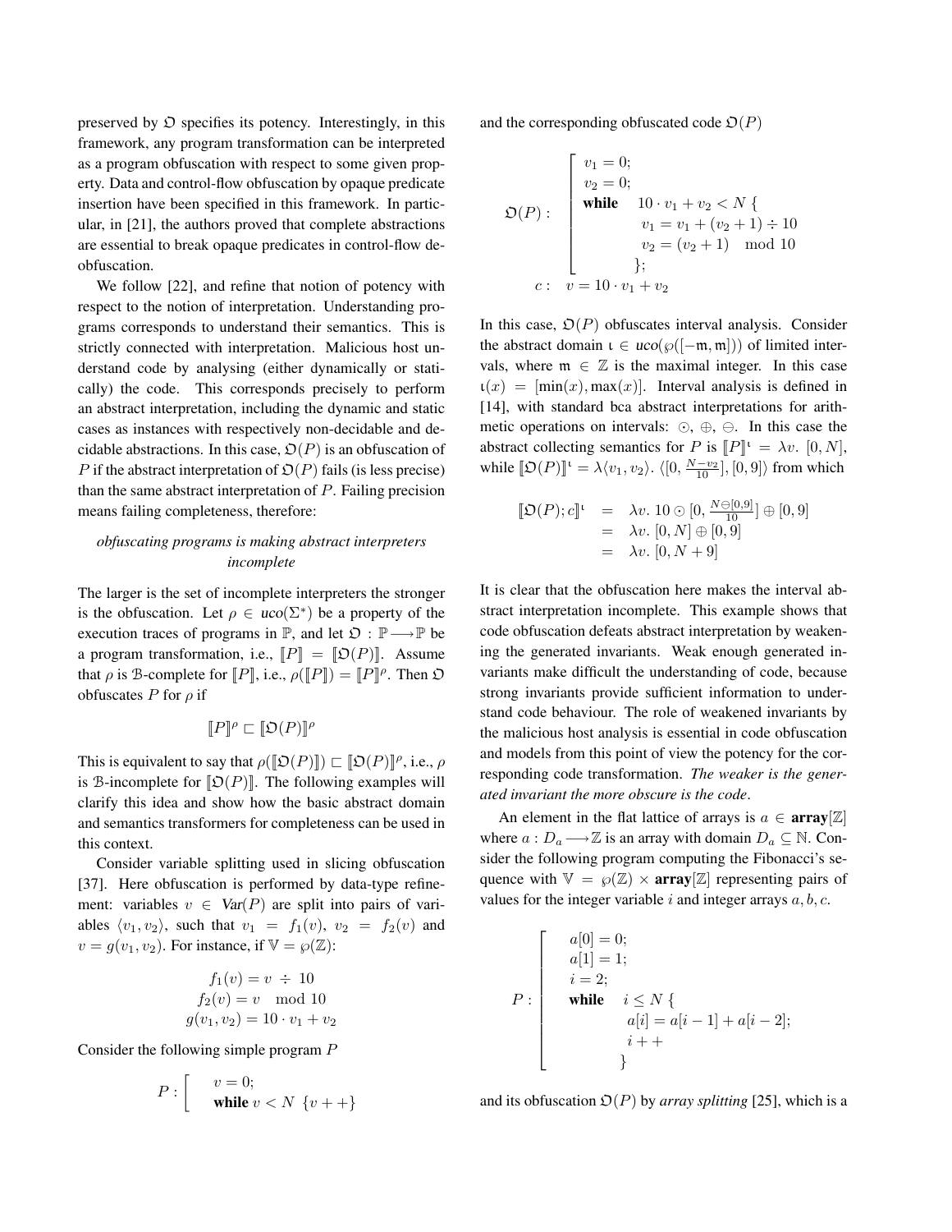preserved by $\mathfrak{O}$ specifies its potency. Interestingly, in this framework, any program transformation can be interpreted as a program obfuscation with respect to some given property. Data and control-flow obfuscation by opaque predicate insertion have been specified in this framework. In particular, in [21], the authors proved that complete abstractions are essential to break opaque predicates in control-flow de-obfuscation.

We follow [22], and refine that notion of potency with respect to the notion of interpretation. Understanding programs corresponds to understand their semantics. This is strictly connected with interpretation. Malicious host understand code by analysing (either dynamically or statically) the code. This corresponds precisely to perform an abstract interpretation, including the dynamic and static cases as instances with respectively non-decidable and decidable abstractions. In this case, $\mathfrak{O}(P)$ is an obfuscation of $P$ if the abstract interpretation of $\mathfrak{O}(P)$ fails (is less precise) than the same abstract interpretation of $P$. Failing precision means failing completeness, therefore:

*obfuscating programs is making abstract interpreters incomplete*

The larger is the set of incomplete interpreters the stronger is the obfuscation. Let $\rho \in uco(\Sigma^*)$ be a property of the execution traces of programs in $\mathbb{P}$, and let $\mathfrak{O} : \mathbb{P} \longrightarrow \mathbb{P}$ be a program transformation, i.e., $[\![P]\!] = [\![\mathfrak{O}(P)]\!]$. Assume that $\rho$ is $\mathcal{B}$-complete for $[\![P]\!]$, i.e., $\rho([\![P]\!]) = [\![P]\!]^\rho$. Then $\mathfrak{O}$ obfuscates $P$ for $\rho$ if

$$[\![P]\!]^\rho \sqsubset [\![\mathfrak{O}(P)]\!]^\rho$$

This is equivalent to say that $\rho([\![\mathfrak{O}(P)]\!]) \sqsubset [\![\mathfrak{O}(P)]\!]^\rho$, i.e., $\rho$ is $\mathcal{B}$-incomplete for $[\![\mathfrak{O}(P)]\!]$. The following examples will clarify this idea and show how the basic abstract domain and semantics transformers for completeness can be used in this context.

Consider variable splitting used in slicing obfuscation [37]. Here obfuscation is performed by data-type refinement: variables $v \in Var(P)$ are split into pairs of variables $\langle v_1, v_2 \rangle$, such that $v_1 = f_1(v)$, $v_2 = f_2(v)$ and $v = g(v_1, v_2)$. For instance, if $\mathbb{V} = \wp(\mathbb{Z})$:

$$\begin{aligned} f_1(v) &= v \div 10 \\ f_2(v) &= v \mod 10 \\ g(v_1, v_2) &= 10 \cdot v_1 + v_2 \end{aligned}$$

Consider the following simple program $P$

$$P : \left[\begin{array}{l} v = 0; \\ \textbf{while } v < N \ \{v++\} \end{array}\right.$$

and the corresponding obfuscated code $\mathfrak{O}(P)$

$$\begin{array}{l} \mathfrak{O}(P) : \left[\begin{array}{l} v_1 = 0; \\ v_2 = 0; \\ \textbf{while} \quad 10 \cdot v_1 + v_2 < N \ \{ \\ \qquad v_1 = v_1 + (v_2 + 1) \div 10 \\ \qquad v_2 = (v_2 + 1) \mod 10 \\ \qquad \}; \end{array}\right. \\ \quad c : \quad v = 10 \cdot v_1 + v_2 \end{array}$$

In this case, $\mathfrak{O}(P)$ obfuscates interval analysis. Consider the abstract domain $\iota \in uco(\wp([-\mathfrak{m}, \mathfrak{m}]))$ of limited intervals, where $\mathfrak{m} \in \mathbb{Z}$ is the maximal integer. In this case $\iota(x) = [\min(x), \max(x)]$. Interval analysis is defined in [14], with standard bca abstract interpretations for arithmetic operations on intervals: $\odot$, $\oplus$, $\ominus$. In this case the abstract collecting semantics for $P$ is $[\![P]\!]^\iota = \lambda v.\ [0, N]$, while $[\![\mathfrak{O}(P)]\!]^\iota = \lambda\langle v_1, v_2\rangle.\ \langle [0, \frac{N - v_2}{10}], [0, 9]\rangle$ from which

$$\begin{aligned} [\![\mathfrak{O}(P); c]\!]^\iota &= \lambda v.\ 10 \odot [0, \tfrac{N \ominus [0,9]}{10}] \oplus [0, 9] \\ &= \lambda v.\ [0, N] \oplus [0, 9] \\ &= \lambda v.\ [0, N + 9] \end{aligned}$$

It is clear that the obfuscation here makes the interval abstract interpretation incomplete. This example shows that code obfuscation defeats abstract interpretation by weakening the generated invariants. Weak enough generated invariants make difficult the understanding of code, because strong invariants provide sufficient information to understand code behaviour. The role of weakened invariants by the malicious host analysis is essential in code obfuscation and models from this point of view the potency for the corresponding code transformation. *The weaker is the generated invariant the more obscure is the code*.

An element in the flat lattice of arrays is $a \in \textbf{array}[\mathbb{Z}]$ where $a : D_a \longrightarrow \mathbb{Z}$ is an array with domain $D_a \subseteq \mathbb{N}$. Consider the following program computing the Fibonacci's sequence with $\mathbb{V} = \wp(\mathbb{Z}) \times \textbf{array}[\mathbb{Z}]$ representing pairs of values for the integer variable $i$ and integer arrays $a, b, c$.

$$P : \left[\begin{array}{l} a[0] = 0; \\ a[1] = 1; \\ i = 2; \\ \textbf{while} \quad i \leq N \ \{ \\ \qquad a[i] = a[i-1] + a[i-2]; \\ \qquad i++ \\ \qquad \} \end{array}\right.$$

and its obfuscation $\mathfrak{O}(P)$ by *array splitting* [25], which is a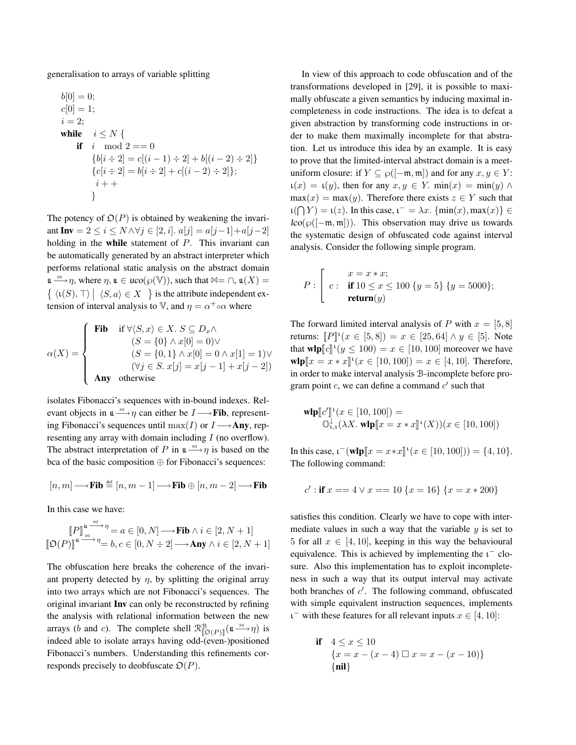generalisation to arrays of variable splitting

```
b[0] = 0;
c[0] = 1;
i = 2;
while   i ≤ N {
    if  i   mod 2 == 0
        {b[i ÷ 2] = c[(i − 1) ÷ 2] + b[(i − 2) ÷ 2]}
        {c[i ÷ 2] = b[i ÷ 2] + c[(i − 2) ÷ 2]};
        i + +
    }
```

The potency of $\mathfrak{O}(P)$ is obtained by weakening the invariant $\textbf{Inv} = 2 \leq i \leq N \wedge \forall j \in [2, i].\ a[j] = a[j-1] + a[j-2]$ holding in the **while** statement of $P$. This invariant can be automatically generated by an abstract interpreter which performs relational static analysis on the abstract domain $\mathfrak{u} \xrightarrow{\bowtie} \eta$, where $\eta, \mathfrak{u} \in uco(\wp(\mathbb{V}))$, such that $\bowtie = \cap$, $\mathfrak{u}(X) = \left\{ \langle \iota(S), \top \rangle \,\middle|\, \langle S, a \rangle \in X \right\}$ is the attribute independent extension of interval analysis to $\mathbb{V}$, and $\eta = \alpha^+ \circ \alpha$ where

$$\alpha(X) = \begin{cases} \textbf{Fib} & \text{if } \forall \langle S, x \rangle \in X.\ S \subseteq D_x \wedge \\ & (S = \{0\} \wedge x[0] = 0) \vee \\ & (S = \{0, 1\} \wedge x[0] = 0 \wedge x[1] = 1) \vee \\ & (\forall j \in S.\ x[j] = x[j-1] + x[j-2]) \\ \textbf{Any} & \text{otherwise} \end{cases}$$

isolates Fibonacci's sequences with in-bound indexes. Relevant objects in $\mathfrak{u} \xrightarrow{\bowtie} \eta$ can either be $I \longrightarrow \textbf{Fib}$, representing Fibonacci's sequences until $\max(I)$ or $I \longrightarrow \textbf{Any}$, representing any array with domain including $I$ (no overflow). The abstract interpretation of $P$ in $\mathfrak{u} \xrightarrow{\bowtie} \eta$ is based on the bca of the basic composition $\oplus$ for Fibonacci's sequences:

$$[n, m] \longrightarrow \textbf{Fib} \stackrel{\text{def}}{\equiv} [n, m-1] \longrightarrow \textbf{Fib} \oplus [n, m-2] \longrightarrow \textbf{Fib}$$

In this case we have:

$$\llbracket P \rrbracket^{\mathfrak{u} \xrightarrow{\bowtie} \eta} = a \in [0, N] \longrightarrow \textbf{Fib} \wedge i \in [2, N+1]$$
$$\llbracket \mathfrak{O}(P) \rrbracket^{\mathfrak{u} \xrightarrow{\bowtie} \eta} = b, c \in [0, N \div 2] \longrightarrow \textbf{Any} \wedge i \in [2, N+1]$$

The obfuscation here breaks the coherence of the invariant property detected by $\eta$, by splitting the original array into two arrays which are not Fibonacci's sequences. The original invariant **Inv** can only be reconstructed by refining the analysis with relational information between the new arrays ($b$ and $c$). The complete shell $\mathcal{R}^{\mathcal{B}}_{\llbracket \mathfrak{O}(P) \rrbracket}(\mathfrak{u} \xrightarrow{\bowtie} \eta)$ is indeed able to isolate arrays having odd-(even-)positioned Fibonacci's numbers. Understanding this refinements corresponds precisely to deobfuscate $\mathfrak{O}(P)$.

In view of this approach to code obfuscation and of the transformations developed in [29], it is possible to maximally obfuscate a given semantics by inducing maximal incompleteness in code instructions. The idea is to defeat a given abstraction by transforming code instructions in order to make them maximally incomplete for that abstration. Let us introduce this idea by an example. It is easy to prove that the limited-interval abstract domain is a meet-uniform closure: if $Y \subseteq \wp([-\mathfrak{m}, \mathfrak{m}])$ and for any $x, y \in Y$: $\iota(x) = \iota(y)$, then for any $x, y \in Y$. $\min(x) = \min(y) \wedge \max(x) = \max(y)$. Therefore there exists $z \in Y$ such that $\iota(\bigcap Y) = \iota(z)$. In this case, $\iota^- = \lambda x.\ \{\min(x), \max(x)\} \in lco(\wp([-\mathfrak{m}, \mathfrak{m}]))$. This observation may drive us towards the systematic design of obfuscated code against interval analysis. Consider the following simple program.

$$P : \left[ \begin{array}{ll} & x = x * x; \\ c: & \textbf{if } 10 \leq x \leq 100\ \{y = 5\}\ \{y = 5000\}; \\ & \textbf{return}(y) \end{array} \right.$$

The forward limited interval analysis of $P$ with $x = [5, 8]$ returns: $\llbracket P \rrbracket^{\iota}(x \in [5, 8]) = x \in [25, 64] \wedge y \in [5]$. Note that $\textbf{wlp}\llbracket c \rrbracket^{\iota}(y \leq 100) = x \in [10, 100]$ moreover we have $\textbf{wlp}\llbracket x = x * x \rrbracket^{\iota}(x \in [10, 100]) = x \in [4, 10]$. Therefore, in order to make interval analysis $\mathcal{B}$-incomplete before program point $c$, we can define a command $c'$ such that

$$\textbf{wlp}\llbracket c' \rrbracket^{\iota}(x \in [10, 100]) = \mathbb{O}^{\downarrow}_{\iota,\iota}(\lambda X.\ \textbf{wlp}\llbracket x = x * x \rrbracket^{\iota}(X))(x \in [10, 100])$$

In this case, $\iota^-(\textbf{wlp}\llbracket x = x * x \rrbracket^{\iota}(x \in [10, 100])) = \{4, 10\}$. The following command:

$$c' : \textbf{if } x == 4 \vee x == 10\ \{x = 16\}\ \{x = x * 200\}$$

satisfies this condition. Clearly we have to cope with intermediate values in such a way that the variable $y$ is set to 5 for all $x \in [4, 10]$, keeping in this way the behavioural equivalence. This is achieved by implementing the $\iota^-$ closure. Also this implementation has to exploit incompleteness in such a way that its output interval may activate both branches of $c'$. The following command, obfuscated with simple equivalent instruction sequences, implements $\iota^-$ with these features for all relevant inputs $x \in [4, 10]$:

```
if   4 ≤ x ≤ 10
     {x = x − (x − 4) □ x = x − (x − 10)}
     {nil}
```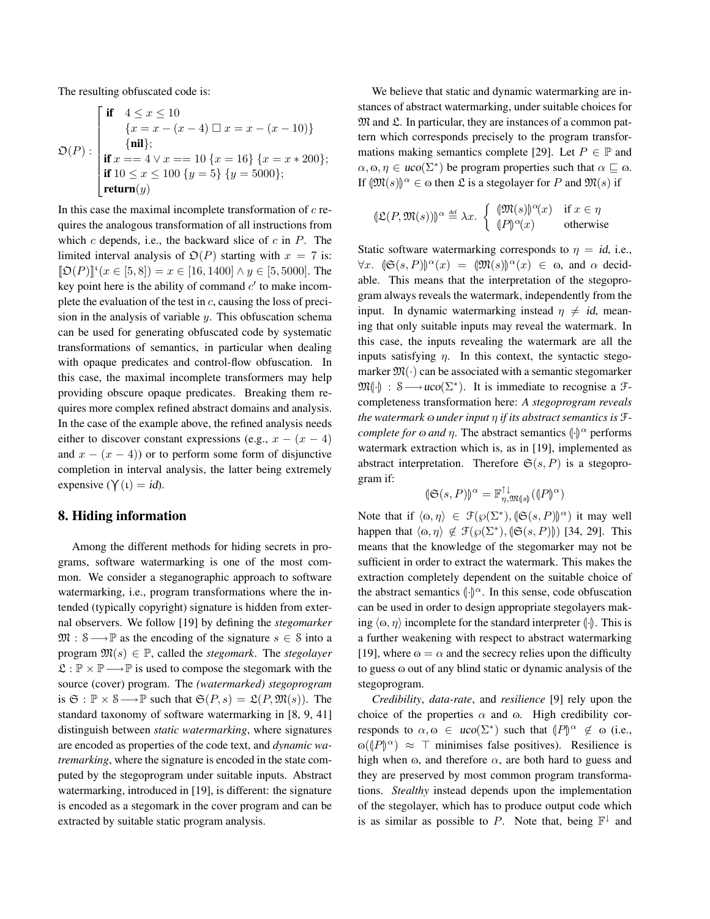The resulting obfuscated code is:

$$
\mathfrak{O}(P) : \left[\begin{array}{l}
\textbf{if} \quad 4 \leq x \leq 10 \\
\qquad \{x = x - (x-4) \,\Box\, x = x - (x-10)\} \\
\qquad \{\textbf{nil}\}; \\
\textbf{if } x == 4 \vee x == 10 \; \{x = 16\} \; \{x = x * 200\}; \\
\textbf{if } 10 \leq x \leq 100 \; \{y = 5\} \; \{y = 5000\}; \\
\textbf{return}(y)
\end{array}\right.
$$

In this case the maximal incomplete transformation of $c$ requires the analogous transformation of all instructions from which $c$ depends, i.e., the backward slice of $c$ in $P$. The limited interval analysis of $\mathfrak{O}(P)$ starting with $x = 7$ is: $[\![\mathfrak{O}(P)]\!]^{\iota}(x \in [5, 8]) = x \in [16, 1400] \wedge y \in [5, 5000]$. The key point here is the ability of command $c'$ to make incomplete the evaluation of the test in $c$, causing the loss of precision in the analysis of variable $y$. This obfuscation schema can be used for generating obfuscated code by systematic transformations of semantics, in particular when dealing with opaque predicates and control-flow obfuscation. In this case, the maximal incomplete transformers may help providing obscure opaque predicates. Breaking them requires more complex refined abstract domains and analysis. In the case of the example above, the refined analysis needs either to discover constant expressions (e.g., $x - (x - 4)$ and $x - (x - 4)$) or to perform some form of disjunctive completion in interval analysis, the latter being extremely expensive ($\curlyvee(\iota) = id$).

## 8. Hiding information

Among the different methods for hiding secrets in programs, software watermarking is one of the most common. We consider a steganographic approach to software watermarking, i.e., program transformations where the intended (typically copyright) signature is hidden from external observers. We follow [19] by defining the *stegomarker* $\mathfrak{M} : \mathbb{S} \longrightarrow \mathbb{P}$ as the encoding of the signature $s \in \mathbb{S}$ into a program $\mathfrak{M}(s) \in \mathbb{P}$, called the *stegomark*. The *stegolayer* $\mathfrak{L} : \mathbb{P} \times \mathbb{P} \longrightarrow \mathbb{P}$ is used to compose the stegomark with the source (cover) program. The *(watermarked) stegoprogram* is $\mathfrak{S} : \mathbb{P} \times \mathbb{S} \longrightarrow \mathbb{P}$ such that $\mathfrak{S}(P, s) = \mathfrak{L}(P, \mathfrak{M}(s))$. The standard taxonomy of software watermarking in [8, 9, 41] distinguish between *static watermarking*, where signatures are encoded as properties of the code text, and *dynamic watremarking*, where the signature is encoded in the state computed by the stegoprogram under suitable inputs. Abstract watermarking, introduced in [19], is different: the signature is encoded as a stegomark in the cover program and can be extracted by suitable static program analysis.

We believe that static and dynamic watermarking are instances of abstract watermarking, under suitable choices for $\mathfrak{M}$ and $\mathfrak{L}$. In particular, they are instances of a common pattern which corresponds precisely to the program transformations making semantics complete [29]. Let $P \in \mathbb{P}$ and $\alpha, \omega, \eta \in uco(\Sigma^*)$ be program properties such that $\alpha \sqsubseteq \omega$. If $(\!|\mathfrak{M}(s)|\!)^\alpha \in \omega$ then $\mathfrak{L}$ is a stegolayer for $P$ and $\mathfrak{M}(s)$ if

$$
(\!|\mathfrak{L}(P, \mathfrak{M}(s))|\!)^\alpha \stackrel{\text{def}}{=} \lambda x. \left\{ \begin{array}{ll} (\!|\mathfrak{M}(s)|\!)^\alpha(x) & \text{if } x \in \eta \\ (\!|P|\!)^\alpha(x) & \text{otherwise} \end{array} \right.
$$

Static software watermarking corresponds to $\eta = id$, i.e., $\forall x.\ (\!|\mathfrak{S}(s, P)|\!)^\alpha(x) = (\!|\mathfrak{M}(s)|\!)^\alpha(x) \in \omega$, and $\alpha$ decidable. This means that the interpretation of the stegoprogram always reveals the watermark, independently from the input. In dynamic watermarking instead $\eta \neq id$, meaning that only suitable inputs may reveal the watermark. In this case, the inputs revealing the watermark are all the inputs satisfying $\eta$. In this context, the syntactic stegomarker $\mathfrak{M}(\cdot)$ can be associated with a semantic stegomarker $\mathfrak{M}(\!|\cdot|\!) : \mathbb{S} \longrightarrow uco(\Sigma^*)$. It is immediate to recognise a $\mathcal{F}$-completeness transformation here: *A stegoprogram reveals the watermark $\omega$ under input $\eta$ if its abstract semantics is $\mathcal{F}$-complete for $\omega$ and $\eta$.* The abstract semantics $(\!|\cdot|\!)^\alpha$ performs watermark extraction which is, as in [19], implemented as abstract interpretation. Therefore $\mathfrak{S}(s, P)$ is a stegoprogram if:

$$
(\!|\mathfrak{S}(s, P)|\!)^\alpha = \mathbb{F}^{\uparrow\downarrow}_{\eta, \mathfrak{M}(\!|s|\!)}((\!|P|\!)^\alpha)
$$

Note that if $\langle \omega, \eta \rangle \in \mathcal{F}(\wp(\Sigma^*), (\!|\mathfrak{S}(s, P)|\!)^\alpha)$ it may well happen that $\langle \omega, \eta \rangle \notin \mathcal{F}(\wp(\Sigma^*), (\!|\mathfrak{S}(s, P)|\!))$ [34, 29]. This means that the knowledge of the stegomarker may not be sufficient in order to extract the watermark. This makes the extraction completely dependent on the suitable choice of the abstract semantics $(\!|\cdot|\!)^\alpha$. In this sense, code obfuscation can be used in order to design appropriate stegolayers making $\langle \omega, \eta \rangle$ incomplete for the standard interpreter $(\!|\cdot|\!)$. This is a further weakening with respect to abstract watermarking [19], where $\omega = \alpha$ and the secrecy relies upon the difficulty to guess $\omega$ out of any blind static or dynamic analysis of the stegoprogram.

*Credibility*, *data-rate*, and *resilience* [9] rely upon the choice of the properties $\alpha$ and $\omega$. High credibility corresponds to $\alpha, \omega \in uco(\Sigma^*)$ such that $(\!|P|\!)^\alpha \notin \omega$ (i.e., $\omega((\!|P|\!)^\alpha) \approx \top$ minimises false positives). Resilience is high when $\omega$, and therefore $\alpha$, are both hard to guess and they are preserved by most common program transformations. *Stealthy* instead depends upon the implementation of the stegolayer, which has to produce output code which is as similar as possible to $P$. Note that, being $\mathbb{F}^{\downarrow}$ and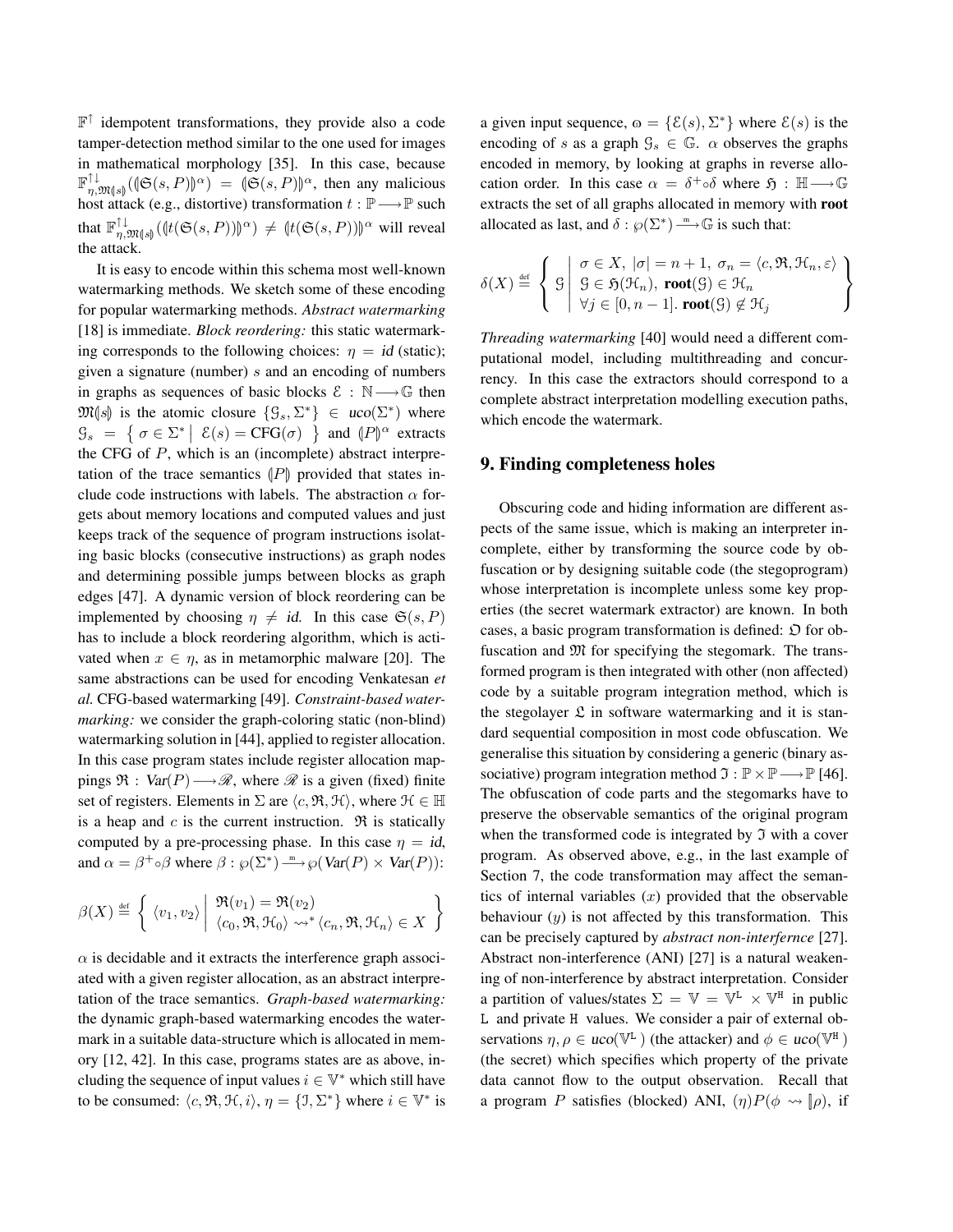$\mathbb{F}^{\uparrow}$ idempotent transformations, they provide also a code tamper-detection method similar to the one used for images in mathematical morphology [35]. In this case, because $\mathbb{F}^{\uparrow\downarrow}_{\eta,\mathfrak{M}(\!|s|\!)}((\!|\mathfrak{S}(s,P)|\!)^{\alpha}) = (\!|\mathfrak{S}(s,P)|\!)^{\alpha}$, then any malicious host attack (e.g., distortive) transformation $t : \mathbb{P} \longrightarrow \mathbb{P}$ such that $\mathbb{F}^{\uparrow\downarrow}_{\eta,\mathfrak{M}(\!|s|\!)}((\!|t(\mathfrak{S}(s,P))|\!)^{\alpha}) \neq (\!|t(\mathfrak{S}(s,P))|\!)^{\alpha}$ will reveal the attack.

It is easy to encode within this schema most well-known watermarking methods. We sketch some of these encoding for popular watermarking methods. *Abstract watermarking* [18] is immediate. *Block reordering:* this static watermarking corresponds to the following choices: $\eta = id$ (static); given a signature (number) $s$ and an encoding of numbers in graphs as sequences of basic blocks $\mathcal{E} : \mathbb{N} \longrightarrow \mathbb{G}$ then $\mathfrak{M}(\!|s|\!)$ is the atomic closure $\{\mathcal{G}_s, \Sigma^*\} \in uco(\Sigma^*)$ where $\mathcal{G}_s = \left\{ \sigma \in \Sigma^* \,\middle|\, \mathcal{E}(s) = \mathrm{CFG}(\sigma) \right\}$ and $(\!|P|\!)^{\alpha}$ extracts the CFG of $P$, which is an (incomplete) abstract interpretation of the trace semantics $(\!|P|\!)$ provided that states include code instructions with labels. The abstraction $\alpha$ forgets about memory locations and computed values and just keeps track of the sequence of program instructions isolating basic blocks (consecutive instructions) as graph nodes and determining possible jumps between blocks as graph edges [47]. A dynamic version of block reordering can be implemented by choosing $\eta \neq id$. In this case $\mathfrak{S}(s,P)$ has to include a block reordering algorithm, which is activated when $x \in \eta$, as in metamorphic malware [20]. The same abstractions can be used for encoding Venkatesan *et al.* CFG-based watermarking [49]. *Constraint-based watermarking:* we consider the graph-coloring static (non-blind) watermarking solution in [44], applied to register allocation. In this case program states include register allocation mappings $\mathfrak{R} : Var(P) \longrightarrow \mathscr{R}$, where $\mathscr{R}$ is a given (fixed) finite set of registers. Elements in $\Sigma$ are $\langle c, \mathfrak{R}, \mathcal{H}\rangle$, where $\mathcal{H} \in \mathbb{H}$ is a heap and $c$ is the current instruction. $\mathfrak{R}$ is statically computed by a pre-processing phase. In this case $\eta = id$, and $\alpha = \beta^{+} \circ \beta$ where $\beta : \wp(\Sigma^*) \xrightarrow{\text{m}} \wp(Var(P) \times Var(P))$:

$$\beta(X) \stackrel{\text{def}}{=} \left\{ \langle v_1, v_2\rangle \,\middle|\, \begin{array}{l} \mathfrak{R}(v_1) = \mathfrak{R}(v_2) \\ \langle c_0, \mathfrak{R}, \mathcal{H}_0\rangle \rightsquigarrow^* \langle c_n, \mathfrak{R}, \mathcal{H}_n\rangle \in X \end{array} \right\}$$

$\alpha$ is decidable and it extracts the interference graph associated with a given register allocation, as an abstract interpretation of the trace semantics. *Graph-based watermarking:* the dynamic graph-based watermarking encodes the watermark in a suitable data-structure which is allocated in memory [12, 42]. In this case, programs states are as above, including the sequence of input values $i \in \mathbb{V}^*$ which still have to be consumed: $\langle c, \mathfrak{R}, \mathcal{H}, i\rangle$, $\eta = \{\mathfrak{I}, \Sigma^*\}$ where $i \in \mathbb{V}^*$ is a given input sequence, $\omega = \{\mathcal{E}(s), \Sigma^*\}$ where $\mathcal{E}(s)$ is the encoding of $s$ as a graph $\mathcal{G}_s \in \mathbb{G}$. $\alpha$ observes the graphs encoded in memory, by looking at graphs in reverse allocation order. In this case $\alpha = \delta^{+} \circ \delta$ where $\mathfrak{H} : \mathbb{H} \longrightarrow \mathbb{G}$ extracts the set of all graphs allocated in memory with **root** allocated as last, and $\delta : \wp(\Sigma^*) \xrightarrow{\text{m}} \mathbb{G}$ is such that:

$$\delta(X) \stackrel{\text{def}}{=} \left\{ \mathcal{G} \,\middle|\, \begin{array}{l} \sigma \in X,\ |\sigma| = n+1,\ \sigma_n = \langle c, \mathfrak{R}, \mathcal{H}_n, \varepsilon\rangle \\ \mathcal{G} \in \mathfrak{H}(\mathcal{H}_n),\ \textbf{root}(\mathcal{G}) \in \mathcal{H}_n \\ \forall j \in [0, n-1].\ \textbf{root}(\mathcal{G}) \notin \mathcal{H}_j \end{array} \right\}$$

*Threading watermarking* [40] would need a different computational model, including multithreading and concurrency. In this case the extractors should correspond to a complete abstract interpretation modelling execution paths, which encode the watermark.

## 9. Finding completeness holes

Obscuring code and hiding information are different aspects of the same issue, which is making an interpreter incomplete, either by transforming the source code by obfuscation or by designing suitable code (the stegoprogram) whose interpretation is incomplete unless some key properties (the secret watermark extractor) are known. In both cases, a basic program transformation is defined: $\mathfrak{O}$ for obfuscation and $\mathfrak{M}$ for specifying the stegomark. The transformed program is then integrated with other (non affected) code by a suitable program integration method, which is the stegolayer $\mathfrak{L}$ in software watermarking and it is standard sequential composition in most code obfuscation. We generalise this situation by considering a generic (binary associative) program integration method $\mathfrak{I} : \mathbb{P} \times \mathbb{P} \longrightarrow \mathbb{P}$ [46]. The obfuscation of code parts and the stegomarks have to preserve the observable semantics of the original program when the transformed code is integrated by $\mathfrak{I}$ with a cover program. As observed above, e.g., in the last example of Section 7, the code transformation may affect the semantics of internal variables ($x$) provided that the observable behaviour ($y$) is not affected by this transformation. This can be precisely captured by *abstract non-interfernce* [27]. Abstract non-interference (ANI) [27] is a natural weakening of non-interference by abstract interpretation. Consider a partition of values/states $\Sigma = \mathbb{V} = \mathbb{V}^{\mathtt{L}} \times \mathbb{V}^{\mathtt{H}}$ in public $\mathtt{L}$ and private $\mathtt{H}$ values. We consider a pair of external observations $\eta, \rho \in uco(\mathbb{V}^{\mathtt{L}})$ (the attacker) and $\phi \in uco(\mathbb{V}^{\mathtt{H}})$ (the secret) which specifies which property of the private data cannot flow to the output observation. Recall that a program $P$ satisfies (blocked) ANI, $(\eta)P(\phi \rightsquigarrow [\![\rho)$, if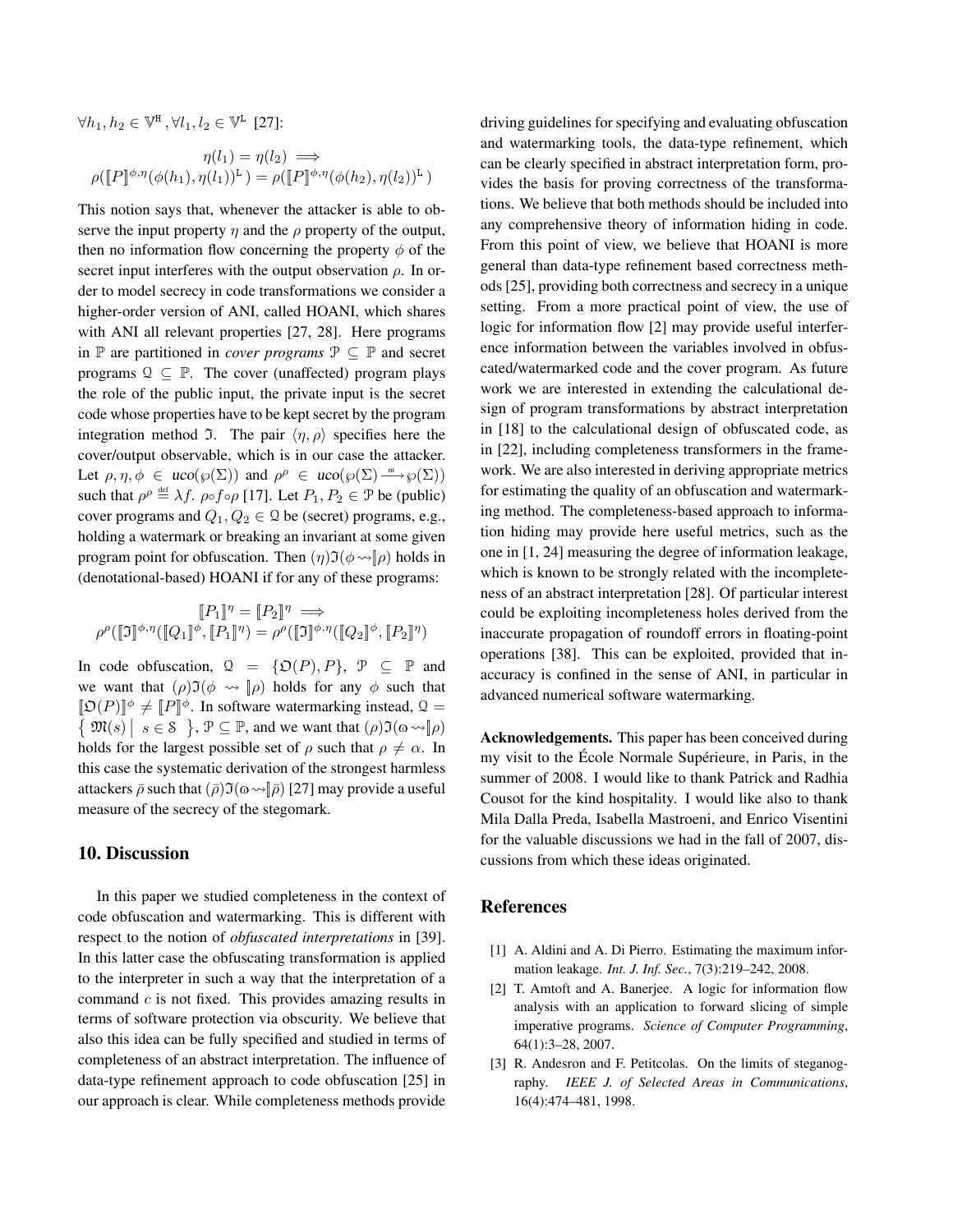$\forall h_1, h_2 \in \mathbb{V}^{\mathtt{H}}, \forall l_1, l_2 \in \mathbb{V}^{\mathtt{L}}$ [27]:

$$\eta(l_1) = \eta(l_2) \implies$$
$$\rho(\llbracket P \rrbracket^{\phi,\eta}(\phi(h_1), \eta(l_1))^{\mathtt{L}}) = \rho(\llbracket P \rrbracket^{\phi,\eta}(\phi(h_2), \eta(l_2))^{\mathtt{L}})$$

This notion says that, whenever the attacker is able to observe the input property $\eta$ and the $\rho$ property of the output, then no information flow concerning the property $\phi$ of the secret input interferes with the output observation $\rho$. In order to model secrecy in code transformations we consider a higher-order version of ANI, called HOANI, which shares with ANI all relevant properties [27, 28]. Here programs in $\mathbb{P}$ are partitioned in *cover programs* $\mathcal{P} \subseteq \mathbb{P}$ and secret programs $\mathcal{Q} \subseteq \mathbb{P}$. The cover (unaffected) program plays the role of the public input, the private input is the secret code whose properties have to be kept secret by the program integration method $\mathfrak{I}$. The pair $\langle \eta, \rho \rangle$ specifies here the cover/output observable, which is in our case the attacker. Let $\rho, \eta, \phi \in uco(\wp(\Sigma))$ and $\rho^\rho \in uco(\wp(\Sigma) \xrightarrow{m} \wp(\Sigma))$ such that $\rho^\rho \stackrel{\text{def}}{=} \lambda f.\ \rho \circ f \circ \rho$ [17]. Let $P_1, P_2 \in \mathcal{P}$ be (public) cover programs and $Q_1, Q_2 \in \mathcal{Q}$ be (secret) programs, e.g., holding a watermark or breaking an invariant at some given program point for obfuscation. Then $(\eta)\mathfrak{I}(\phi \rightsquigarrow\!\!\rrbracket \rho)$ holds in (denotational-based) HOANI if for any of these programs:

$$\llbracket P_1 \rrbracket^\eta = \llbracket P_2 \rrbracket^\eta \implies$$
$$\rho^\rho(\llbracket \mathfrak{I} \rrbracket^{\phi,\eta}(\llbracket Q_1 \rrbracket^\phi, \llbracket P_1 \rrbracket^\eta) = \rho^\rho(\llbracket \mathfrak{I} \rrbracket^{\phi,\eta}(\llbracket Q_2 \rrbracket^\phi, \llbracket P_2 \rrbracket^\eta)$$

In code obfuscation, $\mathcal{Q} = \{\mathfrak{O}(P), P\}$, $\mathcal{P} \subseteq \mathbb{P}$ and we want that $(\rho)\mathfrak{I}(\phi \rightsquigarrow\!\!\rrbracket \rho)$ holds for any $\phi$ such that $\llbracket \mathfrak{O}(P) \rrbracket^\phi \neq \llbracket P \rrbracket^\phi$. In software watermarking instead, $\mathcal{Q} = \{\ \mathfrak{M}(s) \mid s \in \mathcal{S}\ \}$, $\mathcal{P} \subseteq \mathbb{P}$, and we want that $(\rho)\mathfrak{I}(\omega \rightsquigarrow\!\!\rrbracket \rho)$ holds for the largest possible set of $\rho$ such that $\rho \neq \alpha$. In this case the systematic derivation of the strongest harmless attackers $\bar{\rho}$ such that $(\bar{\rho})\mathfrak{I}(\omega \rightsquigarrow\!\!\rrbracket \bar{\rho})$ [27] may provide a useful measure of the secrecy of the stegomark.

## 10. Discussion

In this paper we studied completeness in the context of code obfuscation and watermarking. This is different with respect to the notion of *obfuscated interpretations* in [39]. In this latter case the obfuscating transformation is applied to the interpreter in such a way that the interpretation of a command $c$ is not fixed. This provides amazing results in terms of software protection via obscurity. We believe that also this idea can be fully specified and studied in terms of completeness of an abstract interpretation. The influence of data-type refinement approach to code obfuscation [25] in our approach is clear. While completeness methods provide driving guidelines for specifying and evaluating obfuscation and watermarking tools, the data-type refinement, which can be clearly specified in abstract interpretation form, provides the basis for proving correctness of the transformations. We believe that both methods should be included into any comprehensive theory of information hiding in code. From this point of view, we believe that HOANI is more general than data-type refinement based correctness methods [25], providing both correctness and secrecy in a unique setting. From a more practical point of view, the use of logic for information flow [2] may provide useful interference information between the variables involved in obfuscated/watermarked code and the cover program. As future work we are interested in extending the calculational design of program transformations by abstract interpretation in [18] to the calculational design of obfuscated code, as in [22], including completeness transformers in the framework. We are also interested in deriving appropriate metrics for estimating the quality of an obfuscation and watermarking method. The completeness-based approach to information hiding may provide here useful metrics, such as the one in [1, 24] measuring the degree of information leakage, which is known to be strongly related with the incompleteness of an abstract interpretation [28]. Of particular interest could be exploiting incompleteness holes derived from the inaccurate propagation of roundoff errors in floating-point operations [38]. This can be exploited, provided that inaccuracy is confined in the sense of ANI, in particular in advanced numerical software watermarking.

**Acknowledgements.** This paper has been conceived during my visit to the École Normale Supérieure, in Paris, in the summer of 2008. I would like to thank Patrick and Radhia Cousot for the kind hospitality. I would like also to thank Mila Dalla Preda, Isabella Mastroeni, and Enrico Visentini for the valuable discussions we had in the fall of 2007, discussions from which these ideas originated.

## References

[1] A. Aldini and A. Di Pierro. Estimating the maximum information leakage. *Int. J. Inf. Sec.*, 7(3):219–242, 2008.

[2] T. Amtoft and A. Banerjee. A logic for information flow analysis with an application to forward slicing of simple imperative programs. *Science of Computer Programming*, 64(1):3–28, 2007.

[3] R. Andesron and F. Petitcolas. On the limits of steganography. *IEEE J. of Selected Areas in Communications*, 16(4):474–481, 1998.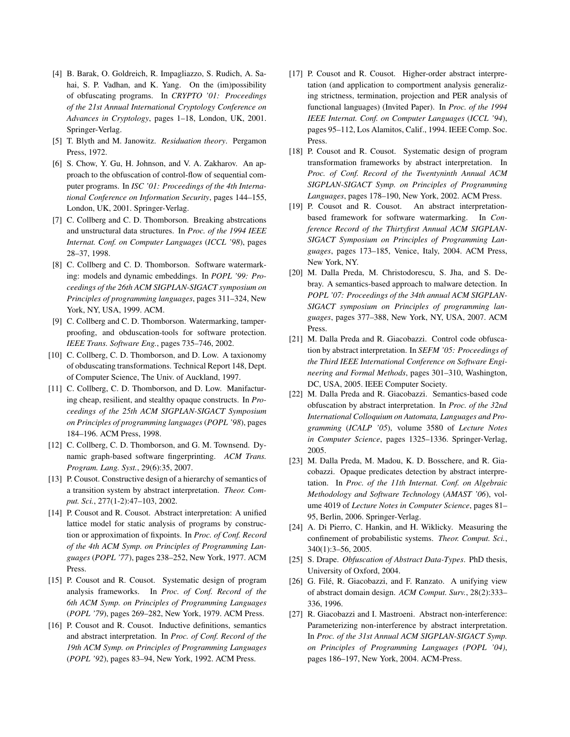[4] B. Barak, O. Goldreich, R. Impagliazzo, S. Rudich, A. Sahai, S. P. Vadhan, and K. Yang. On the (im)possibility of obfuscating programs. In *CRYPTO '01: Proceedings of the 21st Annual International Cryptology Conference on Advances in Cryptology*, pages 1–18, London, UK, 2001. Springer-Verlag.

[5] T. Blyth and M. Janowitz. *Residuation theory*. Pergamon Press, 1972.

[6] S. Chow, Y. Gu, H. Johnson, and V. A. Zakharov. An approach to the obfuscation of control-flow of sequential computer programs. In *ISC '01: Proceedings of the 4th International Conference on Information Security*, pages 144–155, London, UK, 2001. Springer-Verlag.

[7] C. Collberg and C. D. Thomborson. Breaking abstrcations and unstructural data structures. In *Proc. of the 1994 IEEE Internat. Conf. on Computer Languages* (*ICCL '98*), pages 28–37, 1998.

[8] C. Collberg and C. D. Thomborson. Software watermarking: models and dynamic embeddings. In *POPL '99: Proceedings of the 26th ACM SIGPLAN-SIGACT symposium on Principles of programming languages*, pages 311–324, New York, NY, USA, 1999. ACM.

[9] C. Collberg and C. D. Thomborson. Watermarking, tamper-proofing, and obduscation-tools for software protection. *IEEE Trans. Software Eng.*, pages 735–746, 2002.

[10] C. Collberg, C. D. Thomborson, and D. Low. A taxionomy of obduscating transformations. Technical Report 148, Dept. of Computer Science, The Univ. of Auckland, 1997.

[11] C. Collberg, C. D. Thomborson, and D. Low. Manifacturing cheap, resilient, and stealthy opaque constructs. In *Proceedings of the 25th ACM SIGPLAN-SIGACT Symposium on Principles of programming languages* (*POPL '98*), pages 184–196. ACM Press, 1998.

[12] C. Collberg, C. D. Thomborson, and G. M. Townsend. Dynamic graph-based software fingerprinting. *ACM Trans. Program. Lang. Syst.*, 29(6):35, 2007.

[13] P. Cousot. Constructive design of a hierarchy of semantics of a transition system by abstract interpretation. *Theor. Comput. Sci.*, 277(1-2):47–103, 2002.

[14] P. Cousot and R. Cousot. Abstract interpretation: A unified lattice model for static analysis of programs by construction or approximation of fixpoints. In *Proc. of Conf. Record of the 4th ACM Symp. on Principles of Programming Languages* (*POPL '77*), pages 238–252, New York, 1977. ACM Press.

[15] P. Cousot and R. Cousot. Systematic design of program analysis frameworks. In *Proc. of Conf. Record of the 6th ACM Symp. on Principles of Programming Languages* (*POPL '79*), pages 269–282, New York, 1979. ACM Press.

[16] P. Cousot and R. Cousot. Inductive definitions, semantics and abstract interpretation. In *Proc. of Conf. Record of the 19th ACM Symp. on Principles of Programming Languages* (*POPL '92*), pages 83–94, New York, 1992. ACM Press.

[17] P. Cousot and R. Cousot. Higher-order abstract interpretation (and application to comportment analysis generalizing strictness, termination, projection and PER analysis of functional languages) (Invited Paper). In *Proc. of the 1994 IEEE Internat. Conf. on Computer Languages* (*ICCL '94*), pages 95–112, Los Alamitos, Calif., 1994. IEEE Comp. Soc. Press.

[18] P. Cousot and R. Cousot. Systematic design of program transformation frameworks by abstract interpretation. In *Proc. of Conf. Record of the Twentyninth Annual ACM SIGPLAN-SIGACT Symp. on Principles of Programming Languages*, pages 178–190, New York, 2002. ACM Press.

[19] P. Cousot and R. Cousot. An abstract interpretation-based framework for software watermarking. In *Conference Record of the Thirtyfirst Annual ACM SIGPLAN-SIGACT Symposium on Principles of Programming Languages*, pages 173–185, Venice, Italy, 2004. ACM Press, New York, NY.

[20] M. Dalla Preda, M. Christodorescu, S. Jha, and S. Debray. A semantics-based approach to malware detection. In *POPL '07: Proceedings of the 34th annual ACM SIGPLAN-SIGACT symposium on Principles of programming languages*, pages 377–388, New York, NY, USA, 2007. ACM Press.

[21] M. Dalla Preda and R. Giacobazzi. Control code obfuscation by abstract interpretation. In *SEFM '05: Proceedings of the Third IEEE International Conference on Software Engineering and Formal Methods*, pages 301–310, Washington, DC, USA, 2005. IEEE Computer Society.

[22] M. Dalla Preda and R. Giacobazzi. Semantics-based code obfuscation by abstract interpretation. In *Proc. of the 32nd International Colloquium on Automata, Languages and Programming* (*ICALP '05*), volume 3580 of *Lecture Notes in Computer Science*, pages 1325–1336. Springer-Verlag, 2005.

[23] M. Dalla Preda, M. Madou, K. D. Bosschere, and R. Giacobazzi. Opaque predicates detection by abstract interpretation. In *Proc. of the 11th Internat. Conf. on Algebraic Methodology and Software Technology* (*AMAST '06*), volume 4019 of *Lecture Notes in Computer Science*, pages 81–95, Berlin, 2006. Springer-Verlag.

[24] A. Di Pierro, C. Hankin, and H. Wiklicky. Measuring the confinement of probabilistic systems. *Theor. Comput. Sci.*, 340(1):3–56, 2005.

[25] S. Drape. *Obfuscation of Abstract Data-Types*. PhD thesis, University of Oxford, 2004.

[26] G. Filé, R. Giacobazzi, and F. Ranzato. A unifying view of abstract domain design. *ACM Comput. Surv.*, 28(2):333–336, 1996.

[27] R. Giacobazzi and I. Mastroeni. Abstract non-interference: Parameterizing non-interference by abstract interpretation. In *Proc. of the 31st Annual ACM SIGPLAN-SIGACT Symp. on Principles of Programming Languages (POPL '04)*, pages 186–197, New York, 2004. ACM-Press.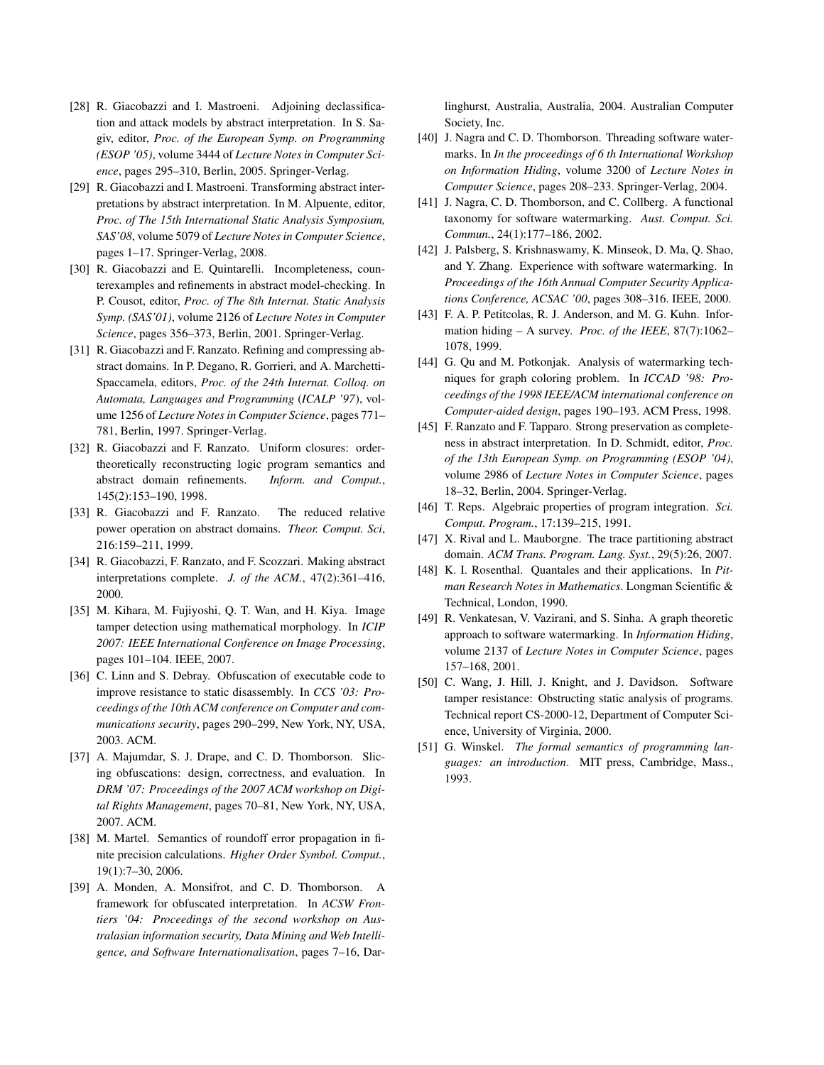[28] R. Giacobazzi and I. Mastroeni. Adjoining declassification and attack models by abstract interpretation. In S. Sagiv, editor, *Proc. of the European Symp. on Programming (ESOP '05)*, volume 3444 of *Lecture Notes in Computer Science*, pages 295–310, Berlin, 2005. Springer-Verlag.

[29] R. Giacobazzi and I. Mastroeni. Transforming abstract interpretations by abstract interpretation. In M. Alpuente, editor, *Proc. of The 15th International Static Analysis Symposium, SAS'08*, volume 5079 of *Lecture Notes in Computer Science*, pages 1–17. Springer-Verlag, 2008.

[30] R. Giacobazzi and E. Quintarelli. Incompleteness, counterexamples and refinements in abstract model-checking. In P. Cousot, editor, *Proc. of The 8th Internat. Static Analysis Symp. (SAS'01)*, volume 2126 of *Lecture Notes in Computer Science*, pages 356–373, Berlin, 2001. Springer-Verlag.

[31] R. Giacobazzi and F. Ranzato. Refining and compressing abstract domains. In P. Degano, R. Gorrieri, and A. Marchetti-Spaccamela, editors, *Proc. of the 24th Internat. Colloq. on Automata, Languages and Programming (ICALP '97)*, volume 1256 of *Lecture Notes in Computer Science*, pages 771–781, Berlin, 1997. Springer-Verlag.

[32] R. Giacobazzi and F. Ranzato. Uniform closures: order-theoretically reconstructing logic program semantics and abstract domain refinements. *Inform. and Comput.*, 145(2):153–190, 1998.

[33] R. Giacobazzi and F. Ranzato. The reduced relative power operation on abstract domains. *Theor. Comput. Sci*, 216:159–211, 1999.

[34] R. Giacobazzi, F. Ranzato, and F. Scozzari. Making abstract interpretations complete. *J. of the ACM.*, 47(2):361–416, 2000.

[35] M. Kihara, M. Fujiyoshi, Q. T. Wan, and H. Kiya. Image tamper detection using mathematical morphology. In *ICIP 2007: IEEE International Conference on Image Processing*, pages 101–104. IEEE, 2007.

[36] C. Linn and S. Debray. Obfuscation of executable code to improve resistance to static disassembly. In *CCS '03: Proceedings of the 10th ACM conference on Computer and communications security*, pages 290–299, New York, NY, USA, 2003. ACM.

[37] A. Majumdar, S. J. Drape, and C. D. Thomborson. Slicing obfuscations: design, correctness, and evaluation. In *DRM '07: Proceedings of the 2007 ACM workshop on Digital Rights Management*, pages 70–81, New York, NY, USA, 2007. ACM.

[38] M. Martel. Semantics of roundoff error propagation in finite precision calculations. *Higher Order Symbol. Comput.*, 19(1):7–30, 2006.

[39] A. Monden, A. Monsifrot, and C. D. Thomborson. A framework for obfuscated interpretation. In *ACSW Frontiers '04: Proceedings of the second workshop on Australasian information security, Data Mining and Web Intelligence, and Software Internationalisation*, pages 7–16, Darlinghurst, Australia, Australia, 2004. Australian Computer Society, Inc.

[40] J. Nagra and C. D. Thomborson. Threading software watermarks. In *In the proceedings of 6 th International Workshop on Information Hiding*, volume 3200 of *Lecture Notes in Computer Science*, pages 208–233. Springer-Verlag, 2004.

[41] J. Nagra, C. D. Thomborson, and C. Collberg. A functional taxonomy for software watermarking. *Aust. Comput. Sci. Commun.*, 24(1):177–186, 2002.

[42] J. Palsberg, S. Krishnaswamy, K. Minseok, D. Ma, Q. Shao, and Y. Zhang. Experience with software watermarking. In *Proceedings of the 16th Annual Computer Security Applications Conference, ACSAC '00*, pages 308–316. IEEE, 2000.

[43] F. A. P. Petitcolas, R. J. Anderson, and M. G. Kuhn. Information hiding – A survey. *Proc. of the IEEE*, 87(7):1062–1078, 1999.

[44] G. Qu and M. Potkonjak. Analysis of watermarking techniques for graph coloring problem. In *ICCAD '98: Proceedings of the 1998 IEEE/ACM international conference on Computer-aided design*, pages 190–193. ACM Press, 1998.

[45] F. Ranzato and F. Tapparo. Strong preservation as completeness in abstract interpretation. In D. Schmidt, editor, *Proc. of the 13th European Symp. on Programming (ESOP '04)*, volume 2986 of *Lecture Notes in Computer Science*, pages 18–32, Berlin, 2004. Springer-Verlag.

[46] T. Reps. Algebraic properties of program integration. *Sci. Comput. Program.*, 17:139–215, 1991.

[47] X. Rival and L. Mauborgne. The trace partitioning abstract domain. *ACM Trans. Program. Lang. Syst.*, 29(5):26, 2007.

[48] K. I. Rosenthal. Quantales and their applications. In *Pitman Research Notes in Mathematics*. Longman Scientific & Technical, London, 1990.

[49] R. Venkatesan, V. Vazirani, and S. Sinha. A graph theoretic approach to software watermarking. In *Information Hiding*, volume 2137 of *Lecture Notes in Computer Science*, pages 157–168, 2001.

[50] C. Wang, J. Hill, J. Knight, and J. Davidson. Software tamper resistance: Obstructing static analysis of programs. Technical report CS-2000-12, Department of Computer Science, University of Virginia, 2000.

[51] G. Winskel. *The formal semantics of programming languages: an introduction*. MIT press, Cambridge, Mass., 1993.